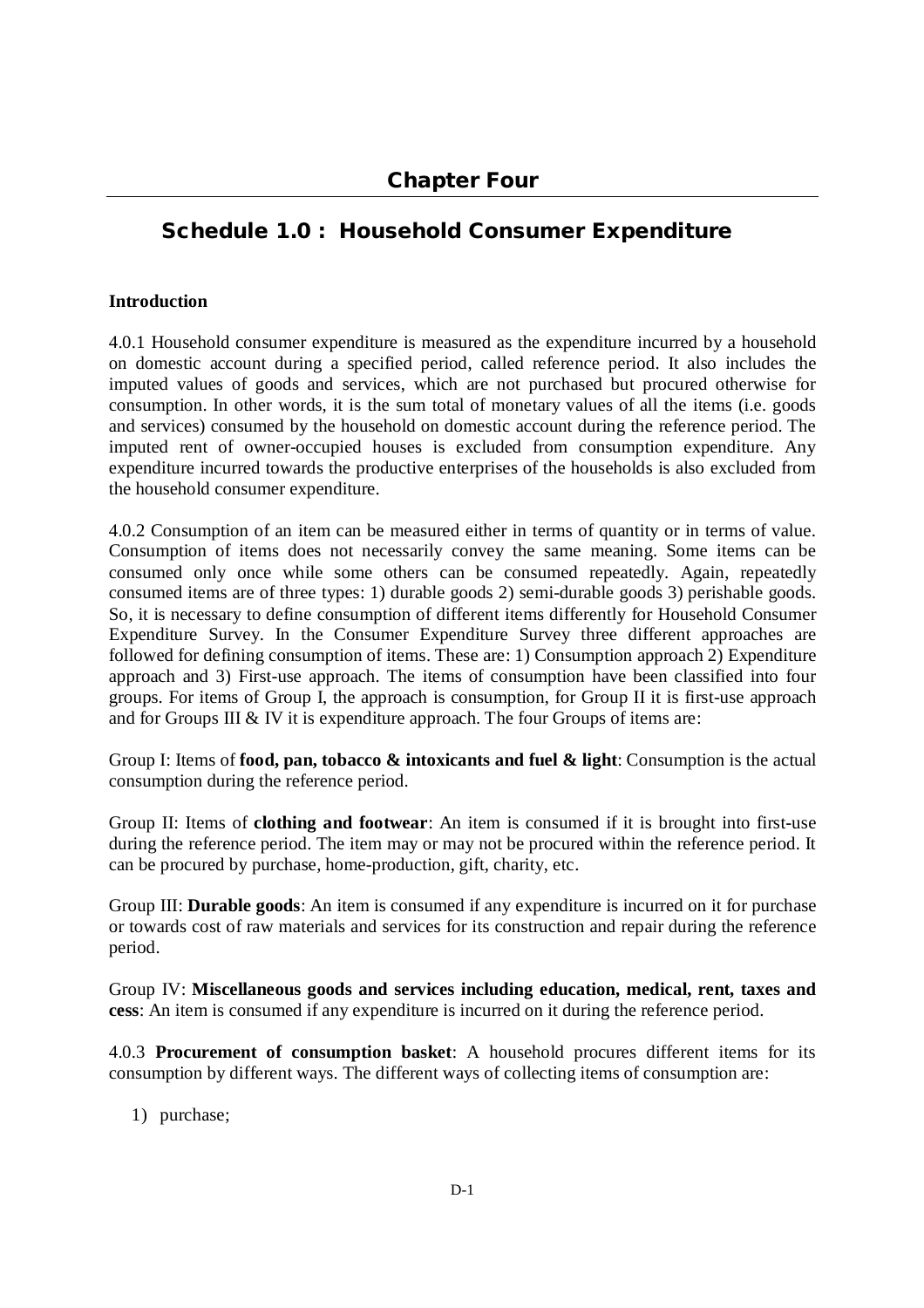# Chapter Four

## Schedule 1.0 : Household Consumer Expenditure

**Introduction**

4.0.1 Household consumer expenditure is measured as the expenditure incurred by a household on domestic account during a specified period, called reference period. It also includes the imputed values of goods and services, which are not purchased but procured otherwise for consumption. In other words, it is the sum total of monetary values of all the items (i.e. goods and services) consumed by the household on domestic account during the reference period. The imputed rent of owner-occupied houses is excluded from consumption expenditure. Any expenditure incurred towards the productive enterprises of the households is also excluded from the household consumer expenditure.

4.0.2 Consumption of an item can be measured either in terms of quantity or in terms of value. Consumption of items does not necessarily convey the same meaning. Some items can be consumed only once while some others can be consumed repeatedly. Again, repeatedly consumed items are of three types: 1) durable goods 2) semi-durable goods 3) perishable goods. So, it is necessary to define consumption of different items differently for Household Consumer Expenditure Survey. In the Consumer Expenditure Survey three different approaches are followed for defining consumption of items. These are: 1) Consumption approach 2) Expenditure approach and 3) First-use approach. The items of consumption have been classified into four groups. For items of Group I, the approach is consumption, for Group II it is first-use approach and for Groups III & IV it is expenditure approach. The four Groups of items are:

Group I: Items of **food, pan, tobacco & intoxicants and fuel & light**: Consumption is the actual consumption during the reference period.

Group II: Items of **clothing and footwear**: An item is consumed if it is brought into first-use during the reference period. The item may or may not be procured within the reference period. It can be procured by purchase, home-production, gift, charity, etc.

Group III: **Durable goods**: An item is consumed if any expenditure is incurred on it for purchase or towards cost of raw materials and services for its construction and repair during the reference period.

Group IV: **Miscellaneous goods and services including education, medical, rent, taxes and cess**: An item is consumed if any expenditure is incurred on it during the reference period.

4.0.3 **Procurement of consumption basket**: A household procures different items for its consumption by different ways. The different ways of collecting items of consumption are:

1) purchase;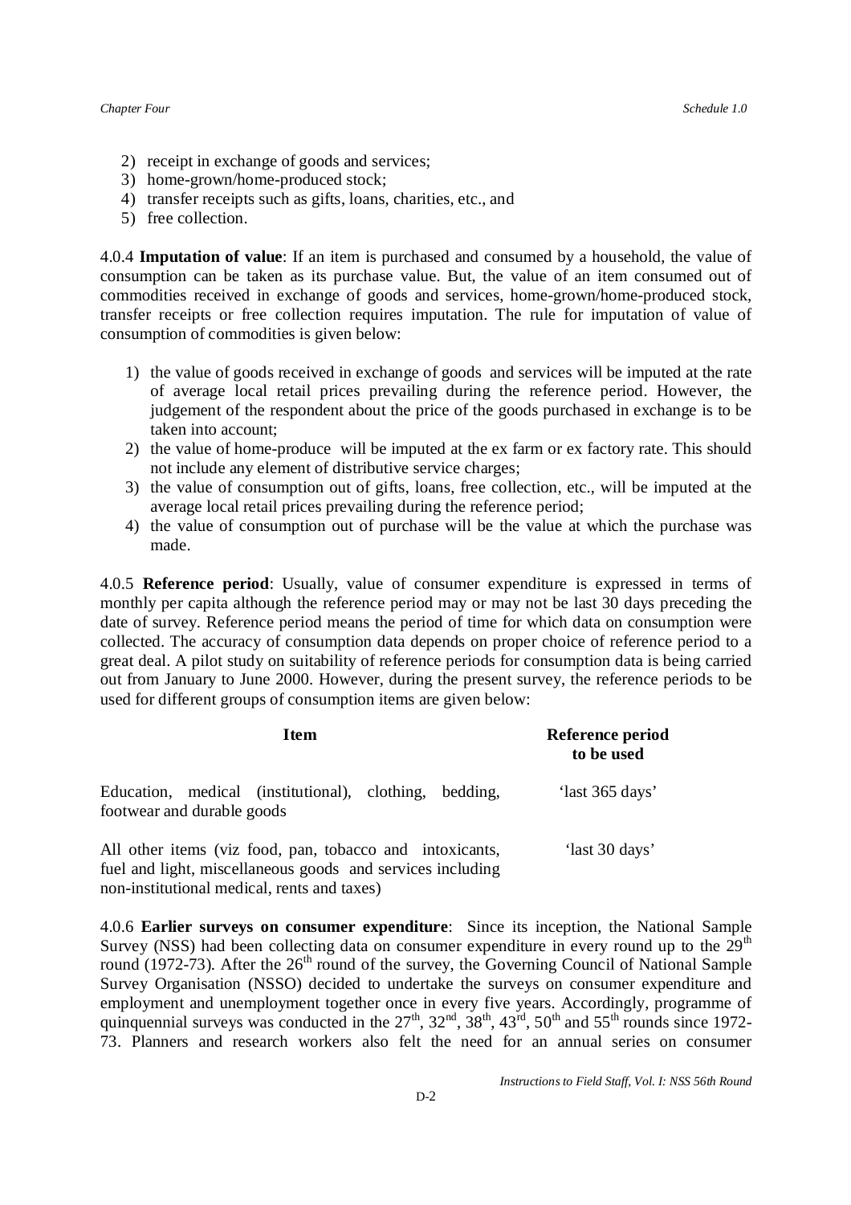2) receipt in exchange of goods and services;
3) home-grown/home-produced stock;
4) transfer receipts such as gifts, loans, charities, etc., and
5) free collection.

4.0.4 **Imputation of value**: If an item is purchased and consumed by a household, the value of consumption can be taken as its purchase value. But, the value of an item consumed out of commodities received in exchange of goods and services, home-grown/home-produced stock, transfer receipts or free collection requires imputation. The rule for imputation of value of consumption of commodities is given below:

1) the value of goods received in exchange of goods and services will be imputed at the rate of average local retail prices prevailing during the reference period. However, the judgement of the respondent about the price of the goods purchased in exchange is to be taken into account;
2) the value of home-produce will be imputed at the ex farm or ex factory rate. This should not include any element of distributive service charges;
3) the value of consumption out of gifts, loans, free collection, etc., will be imputed at the average local retail prices prevailing during the reference period;
4) the value of consumption out of purchase will be the value at which the purchase was made.

4.0.5 **Reference period**: Usually, value of consumer expenditure is expressed in terms of monthly per capita although the reference period may or may not be last 30 days preceding the date of survey. Reference period means the period of time for which data on consumption were collected. The accuracy of consumption data depends on proper choice of reference period to a great deal. A pilot study on suitability of reference periods for consumption data is being carried out from January to June 2000. However, during the present survey, the reference periods to be used for different groups of consumption items are given below:

| Item | Reference period to be used |
|---|---|
| Education, medical (institutional), clothing, bedding, footwear and durable goods | 'last 365 days' |
| All other items (viz food, pan, tobacco and intoxicants, fuel and light, miscellaneous goods and services including non-institutional medical, rents and taxes) | 'last 30 days' |

4.0.6 **Earlier surveys on consumer expenditure**: Since its inception, the National Sample Survey (NSS) had been collecting data on consumer expenditure in every round up to the 29th round (1972-73). After the 26th round of the survey, the Governing Council of National Sample Survey Organisation (NSSO) decided to undertake the surveys on consumer expenditure and employment and unemployment together once in every five years. Accordingly, programme of quinquennial surveys was conducted in the 27th, 32nd, 38th, 43rd, 50th and 55th rounds since 1972-73. Planners and research workers also felt the need for an annual series on consumer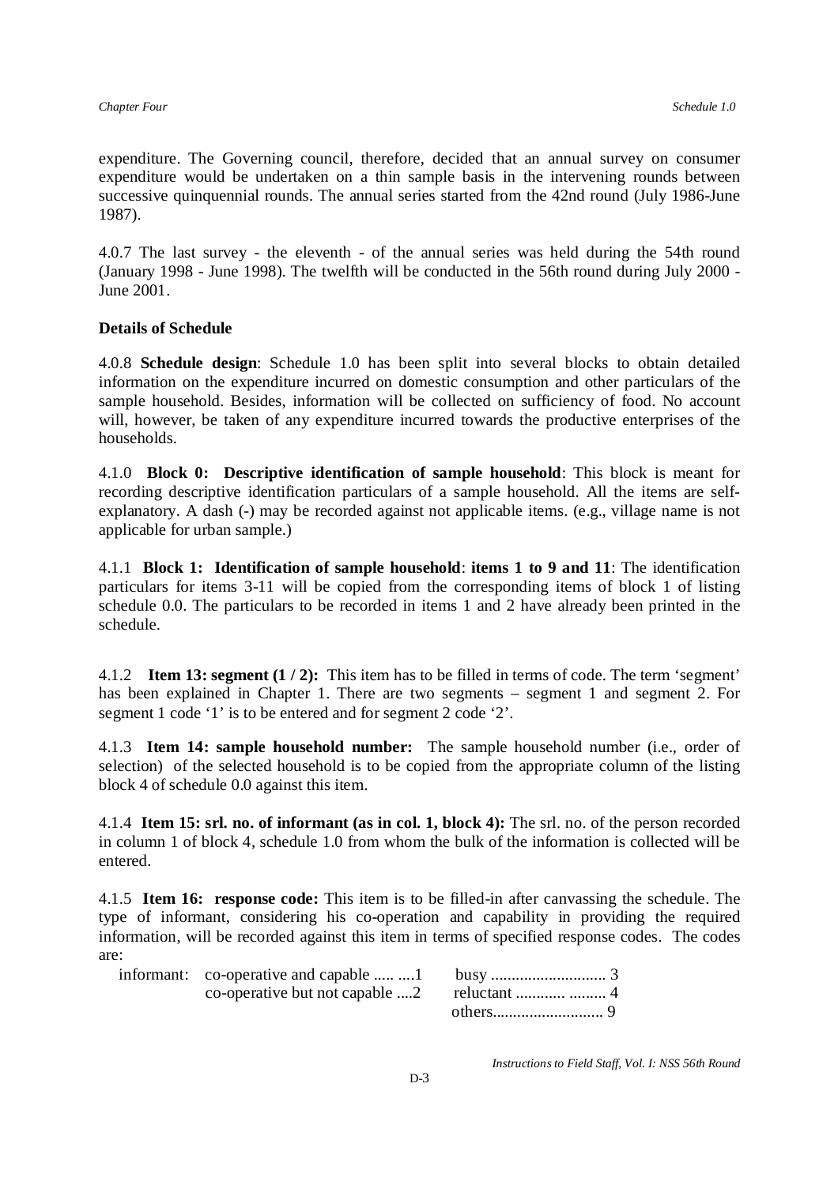expenditure. The Governing council, therefore, decided that an annual survey on consumer expenditure would be undertaken on a thin sample basis in the intervening rounds between successive quinquennial rounds. The annual series started from the 42nd round (July 1986-June 1987).

4.0.7 The last survey - the eleventh - of the annual series was held during the 54th round (January 1998 - June 1998). The twelfth will be conducted in the 56th round during July 2000 - June 2001.

**Details of Schedule**

4.0.8 **Schedule design**: Schedule 1.0 has been split into several blocks to obtain detailed information on the expenditure incurred on domestic consumption and other particulars of the sample household. Besides, information will be collected on sufficiency of food. No account will, however, be taken of any expenditure incurred towards the productive enterprises of the households.

4.1.0 **Block 0: Descriptive identification of sample household**: This block is meant for recording descriptive identification particulars of a sample household. All the items are self-explanatory. A dash (-) may be recorded against not applicable items. (e.g., village name is not applicable for urban sample.)

4.1.1 **Block 1: Identification of sample household**: **items 1 to 9 and 11**: The identification particulars for items 3-11 will be copied from the corresponding items of block 1 of listing schedule 0.0. The particulars to be recorded in items 1 and 2 have already been printed in the schedule.

4.1.2 **Item 13: segment (1 / 2):** This item has to be filled in terms of code. The term 'segment' has been explained in Chapter 1. There are two segments – segment 1 and segment 2. For segment 1 code '1' is to be entered and for segment 2 code '2'.

4.1.3 **Item 14: sample household number:** The sample household number (i.e., order of selection) of the selected household is to be copied from the appropriate column of the listing block 4 of schedule 0.0 against this item.

4.1.4 **Item 15: srl. no. of informant (as in col. 1, block 4):** The srl. no. of the person recorded in column 1 of block 4, schedule 1.0 from whom the bulk of the information is collected will be entered.

4.1.5 **Item 16: response code:** This item is to be filled-in after canvassing the schedule. The type of informant, considering his co-operation and capability in providing the required information, will be recorded against this item in terms of specified response codes. The codes are:

informant: co-operative and capable ..... ....1 busy ............................ 3
co-operative but not capable ....2 reluctant ............ ......... 4
others........................... 9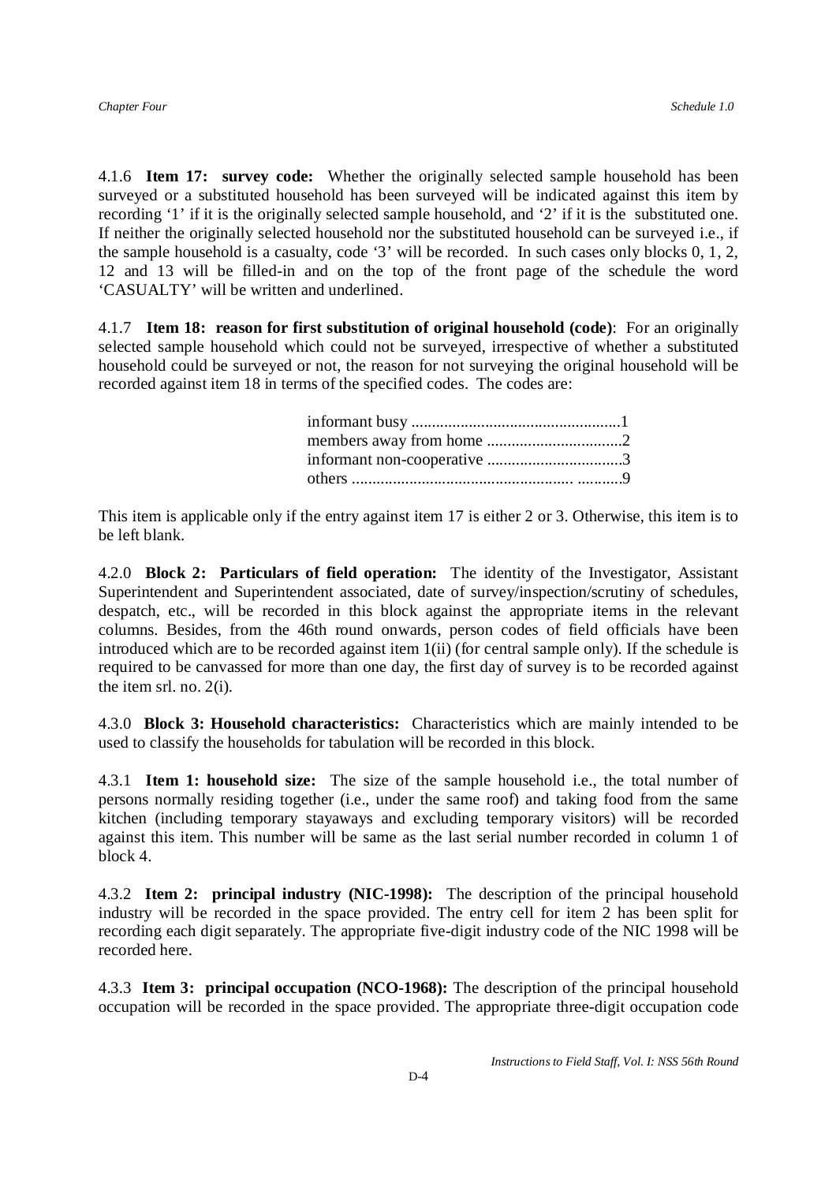4.1.6 **Item 17: survey code:** Whether the originally selected sample household has been surveyed or a substituted household has been surveyed will be indicated against this item by recording '1' if it is the originally selected sample household, and '2' if it is the substituted one. If neither the originally selected household nor the substituted household can be surveyed i.e., if the sample household is a casualty, code '3' will be recorded. In such cases only blocks 0, 1, 2, 12 and 13 will be filled-in and on the top of the front page of the schedule the word 'CASUALTY' will be written and underlined.

4.1.7 **Item 18: reason for first substitution of original household (code)**: For an originally selected sample household which could not be surveyed, irrespective of whether a substituted household could be surveyed or not, the reason for not surveying the original household will be recorded against item 18 in terms of the specified codes. The codes are:

informant busy ....................................................1
members away from home .................................2
informant non-cooperative .................................3
others .................................................... ...........9

This item is applicable only if the entry against item 17 is either 2 or 3. Otherwise, this item is to be left blank.

4.2.0 **Block 2: Particulars of field operation:** The identity of the Investigator, Assistant Superintendent and Superintendent associated, date of survey/inspection/scrutiny of schedules, despatch, etc., will be recorded in this block against the appropriate items in the relevant columns. Besides, from the 46th round onwards, person codes of field officials have been introduced which are to be recorded against item 1(ii) (for central sample only). If the schedule is required to be canvassed for more than one day, the first day of survey is to be recorded against the item srl. no. 2(i).

4.3.0 **Block 3: Household characteristics:** Characteristics which are mainly intended to be used to classify the households for tabulation will be recorded in this block.

4.3.1 **Item 1: household size:** The size of the sample household i.e., the total number of persons normally residing together (i.e., under the same roof) and taking food from the same kitchen (including temporary stayaways and excluding temporary visitors) will be recorded against this item. This number will be same as the last serial number recorded in column 1 of block 4.

4.3.2 **Item 2: principal industry (NIC-1998):** The description of the principal household industry will be recorded in the space provided. The entry cell for item 2 has been split for recording each digit separately. The appropriate five-digit industry code of the NIC 1998 will be recorded here.

4.3.3 **Item 3: principal occupation (NCO-1968):** The description of the principal household occupation will be recorded in the space provided. The appropriate three-digit occupation code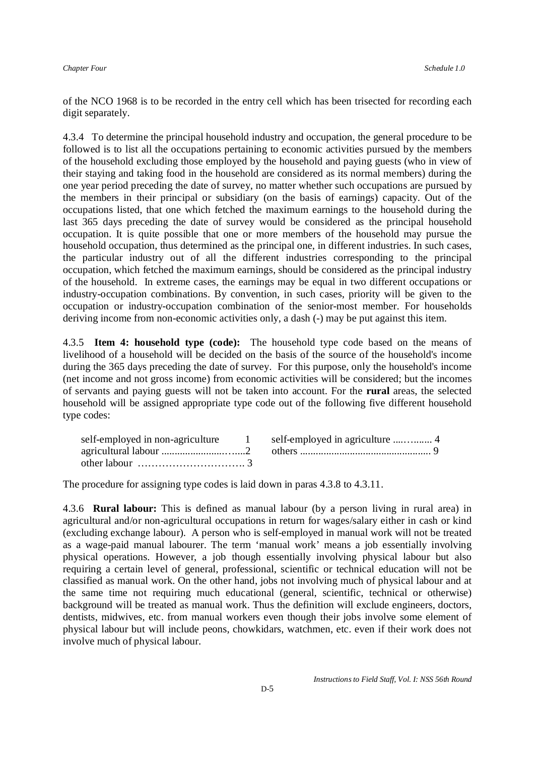of the NCO 1968 is to be recorded in the entry cell which has been trisected for recording each digit separately.

4.3.4 To determine the principal household industry and occupation, the general procedure to be followed is to list all the occupations pertaining to economic activities pursued by the members of the household excluding those employed by the household and paying guests (who in view of their staying and taking food in the household are considered as its normal members) during the one year period preceding the date of survey, no matter whether such occupations are pursued by the members in their principal or subsidiary (on the basis of earnings) capacity. Out of the occupations listed, that one which fetched the maximum earnings to the household during the last 365 days preceding the date of survey would be considered as the principal household occupation. It is quite possible that one or more members of the household may pursue the household occupation, thus determined as the principal one, in different industries. In such cases, the particular industry out of all the different industries corresponding to the principal occupation, which fetched the maximum earnings, should be considered as the principal industry of the household. In extreme cases, the earnings may be equal in two different occupations or industry-occupation combinations. By convention, in such cases, priority will be given to the occupation or industry-occupation combination of the senior-most member. For households deriving income from non-economic activities only, a dash (-) may be put against this item.

4.3.5 **Item 4: household type (code):** The household type code based on the means of livelihood of a household will be decided on the basis of the source of the household's income during the 365 days preceding the date of survey. For this purpose, only the household's income (net income and not gross income) from economic activities will be considered; but the incomes of servants and paying guests will not be taken into account. For the **rural** areas, the selected household will be assigned appropriate type code out of the following five different household type codes:

| | |
|---|---|
| self-employed in non-agriculture 1 | self-employed in agriculture ....…...... 4 |
| agricultural labour .......................…....2 | others ................................................ 9 |
| other labour …………………………. 3 | |

The procedure for assigning type codes is laid down in paras 4.3.8 to 4.3.11.

4.3.6 **Rural labour:** This is defined as manual labour (by a person living in rural area) in agricultural and/or non-agricultural occupations in return for wages/salary either in cash or kind (excluding exchange labour). A person who is self-employed in manual work will not be treated as a wage-paid manual labourer. The term 'manual work' means a job essentially involving physical operations. However, a job though essentially involving physical labour but also requiring a certain level of general, professional, scientific or technical education will not be classified as manual work. On the other hand, jobs not involving much of physical labour and at the same time not requiring much educational (general, scientific, technical or otherwise) background will be treated as manual work. Thus the definition will exclude engineers, doctors, dentists, midwives, etc. from manual workers even though their jobs involve some element of physical labour but will include peons, chowkidars, watchmen, etc. even if their work does not involve much of physical labour.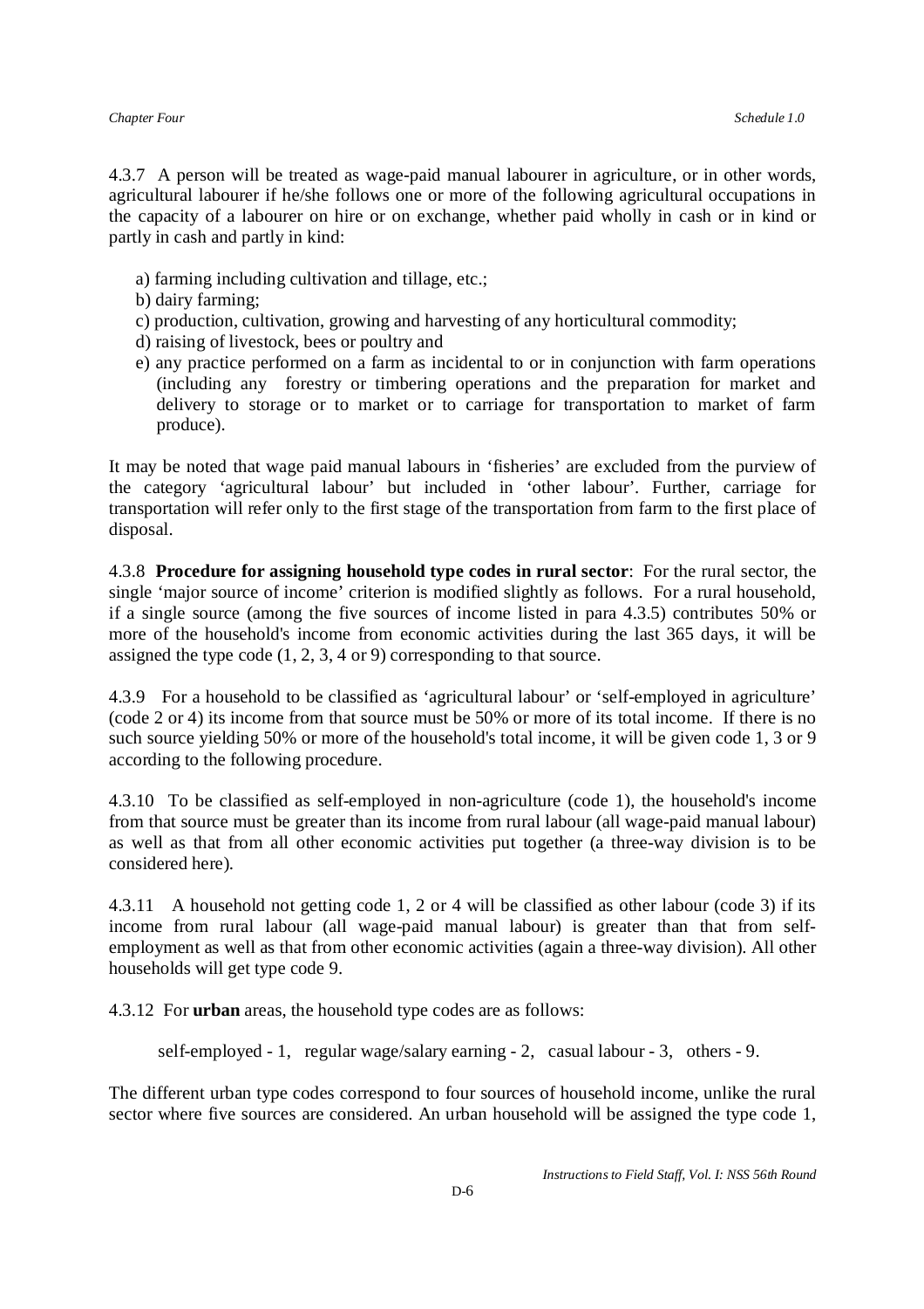4.3.7 A person will be treated as wage-paid manual labourer in agriculture, or in other words, agricultural labourer if he/she follows one or more of the following agricultural occupations in the capacity of a labourer on hire or on exchange, whether paid wholly in cash or in kind or partly in cash and partly in kind:

a) farming including cultivation and tillage, etc.;
b) dairy farming;
c) production, cultivation, growing and harvesting of any horticultural commodity;
d) raising of livestock, bees or poultry and
e) any practice performed on a farm as incidental to or in conjunction with farm operations (including any forestry or timbering operations and the preparation for market and delivery to storage or to market or to carriage for transportation to market of farm produce).

It may be noted that wage paid manual labours in 'fisheries' are excluded from the purview of the category 'agricultural labour' but included in 'other labour'. Further, carriage for transportation will refer only to the first stage of the transportation from farm to the first place of disposal.

4.3.8 **Procedure for assigning household type codes in rural sector**: For the rural sector, the single 'major source of income' criterion is modified slightly as follows. For a rural household, if a single source (among the five sources of income listed in para 4.3.5) contributes 50% or more of the household's income from economic activities during the last 365 days, it will be assigned the type code (1, 2, 3, 4 or 9) corresponding to that source.

4.3.9 For a household to be classified as 'agricultural labour' or 'self-employed in agriculture' (code 2 or 4) its income from that source must be 50% or more of its total income. If there is no such source yielding 50% or more of the household's total income, it will be given code 1, 3 or 9 according to the following procedure.

4.3.10 To be classified as self-employed in non-agriculture (code 1), the household's income from that source must be greater than its income from rural labour (all wage-paid manual labour) as well as that from all other economic activities put together (a three-way division is to be considered here).

4.3.11 A household not getting code 1, 2 or 4 will be classified as other labour (code 3) if its income from rural labour (all wage-paid manual labour) is greater than that from self-employment as well as that from other economic activities (again a three-way division). All other households will get type code 9.

4.3.12 For **urban** areas, the household type codes are as follows:

self-employed - 1, regular wage/salary earning - 2, casual labour - 3, others - 9.

The different urban type codes correspond to four sources of household income, unlike the rural sector where five sources are considered. An urban household will be assigned the type code 1,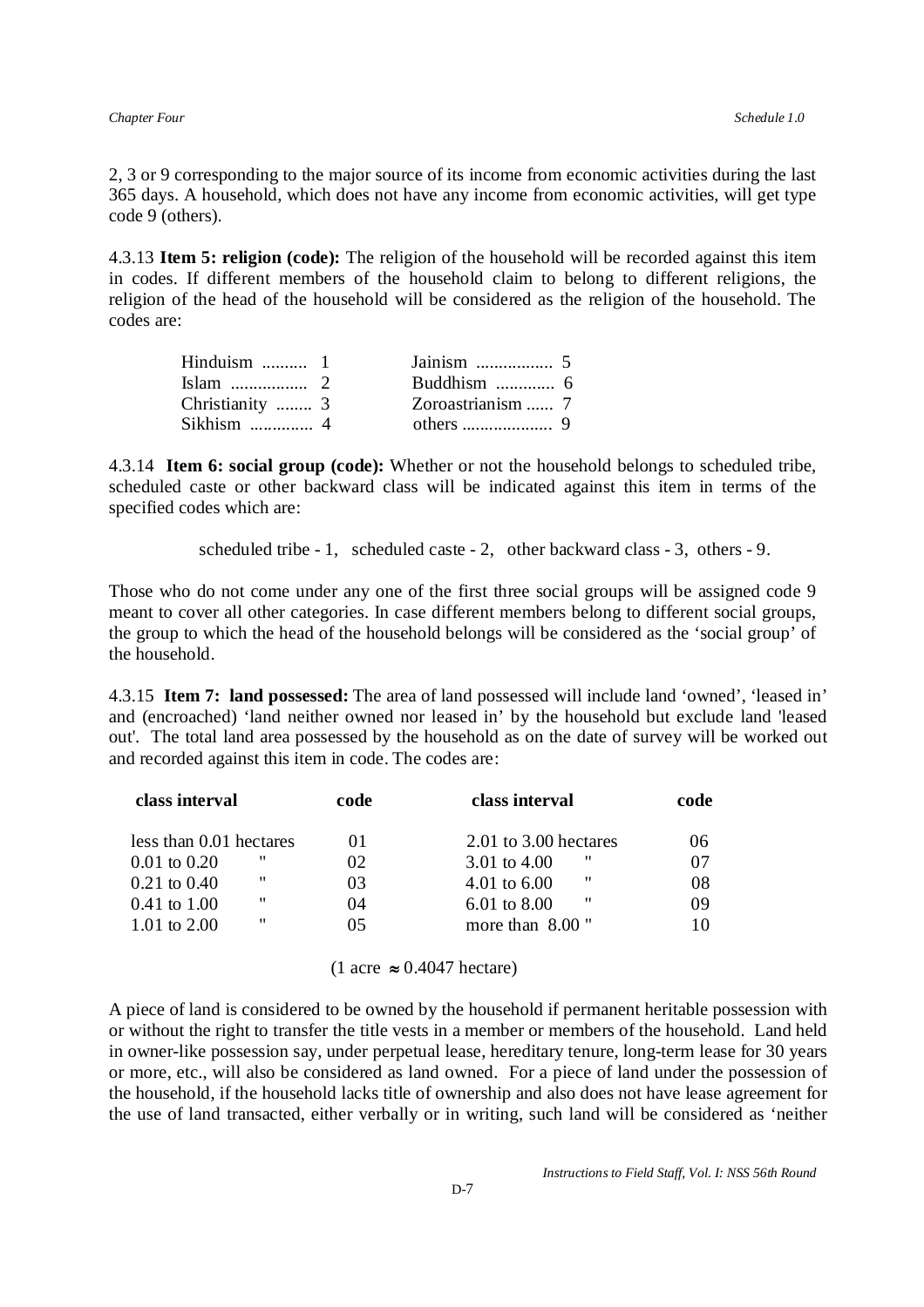2, 3 or 9 corresponding to the major source of its income from economic activities during the last 365 days. A household, which does not have any income from economic activities, will get type code 9 (others).

4.3.13 **Item 5: religion (code):** The religion of the household will be recorded against this item in codes. If different members of the household claim to belong to different religions, the religion of the head of the household will be considered as the religion of the household. The codes are:

| | | | |
|---|---|---|---|
| Hinduism .......... | 1 | Jainism ................ | 5 |
| Islam ................ | 2 | Buddhism ............. | 6 |
| Christianity ........ | 3 | Zoroastrianism ...... | 7 |
| Sikhism ............. | 4 | others .................... | 9 |

4.3.14 **Item 6: social group (code):** Whether or not the household belongs to scheduled tribe, scheduled caste or other backward class will be indicated against this item in terms of the specified codes which are:

scheduled tribe - 1, scheduled caste - 2, other backward class - 3, others - 9.

Those who do not come under any one of the first three social groups will be assigned code 9 meant to cover all other categories. In case different members belong to different social groups, the group to which the head of the household belongs will be considered as the 'social group' of the household.

4.3.15 **Item 7: land possessed:** The area of land possessed will include land 'owned', 'leased in' and (encroached) 'land neither owned nor leased in' by the household but exclude land 'leased out'. The total land area possessed by the household as on the date of survey will be worked out and recorded against this item in code. The codes are:

| class interval | code | class interval | code |
|---|---|---|---|
| less than 0.01 hectares | 01 | 2.01 to 3.00 hectares | 06 |
| 0.01 to 0.20 " | 02 | 3.01 to 4.00 " | 07 |
| 0.21 to 0.40 " | 03 | 4.01 to 6.00 " | 08 |
| 0.41 to 1.00 " | 04 | 6.01 to 8.00 " | 09 |
| 1.01 to 2.00 " | 05 | more than 8.00 " | 10 |

(1 acre $\approx$ 0.4047 hectare)

A piece of land is considered to be owned by the household if permanent heritable possession with or without the right to transfer the title vests in a member or members of the household. Land held in owner-like possession say, under perpetual lease, hereditary tenure, long-term lease for 30 years or more, etc., will also be considered as land owned. For a piece of land under the possession of the household, if the household lacks title of ownership and also does not have lease agreement for the use of land transacted, either verbally or in writing, such land will be considered as 'neither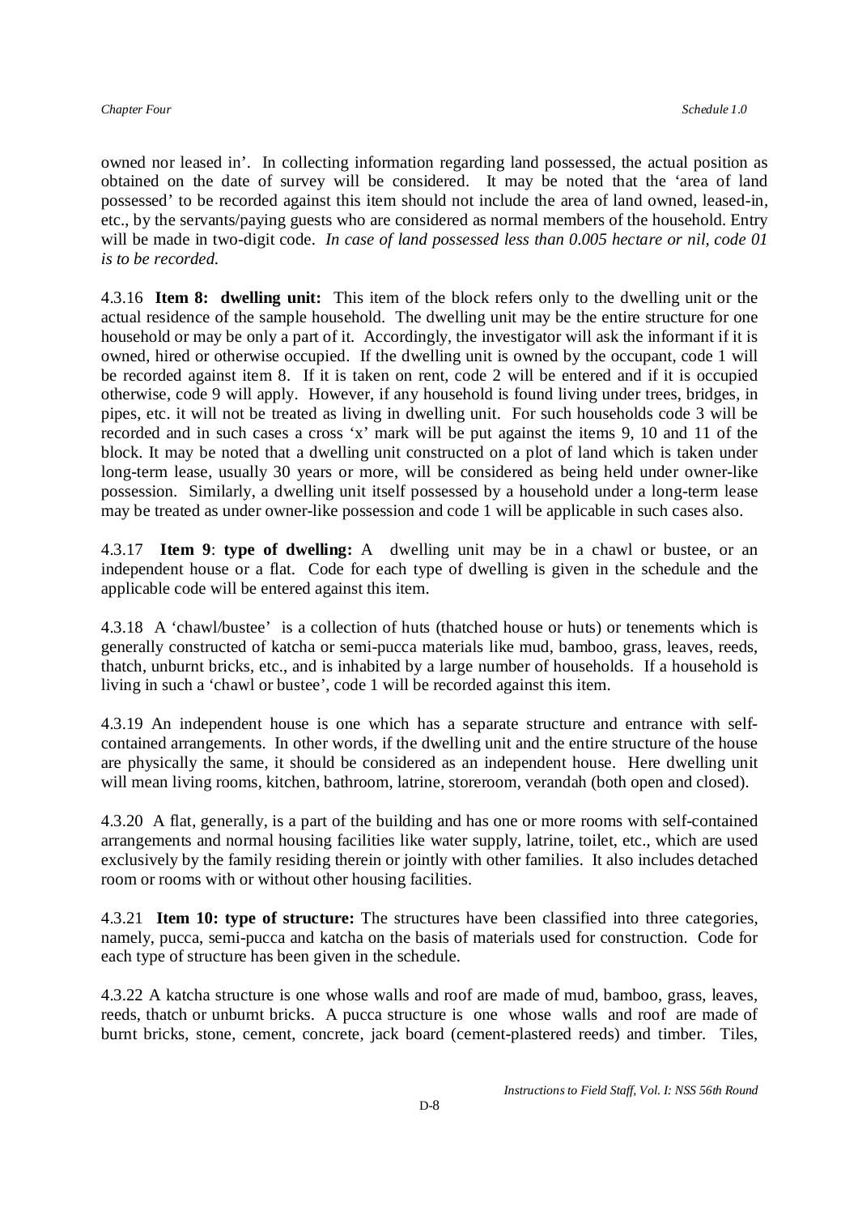owned nor leased in'. In collecting information regarding land possessed, the actual position as obtained on the date of survey will be considered. It may be noted that the 'area of land possessed' to be recorded against this item should not include the area of land owned, leased-in, etc., by the servants/paying guests who are considered as normal members of the household. Entry will be made in two-digit code. *In case of land possessed less than 0.005 hectare or nil, code 01 is to be recorded.*

4.3.16 **Item 8: dwelling unit:** This item of the block refers only to the dwelling unit or the actual residence of the sample household. The dwelling unit may be the entire structure for one household or may be only a part of it. Accordingly, the investigator will ask the informant if it is owned, hired or otherwise occupied. If the dwelling unit is owned by the occupant, code 1 will be recorded against item 8. If it is taken on rent, code 2 will be entered and if it is occupied otherwise, code 9 will apply. However, if any household is found living under trees, bridges, in pipes, etc. it will not be treated as living in dwelling unit. For such households code 3 will be recorded and in such cases a cross 'x' mark will be put against the items 9, 10 and 11 of the block. It may be noted that a dwelling unit constructed on a plot of land which is taken under long-term lease, usually 30 years or more, will be considered as being held under owner-like possession. Similarly, a dwelling unit itself possessed by a household under a long-term lease may be treated as under owner-like possession and code 1 will be applicable in such cases also.

4.3.17 **Item 9**: **type of dwelling:** A dwelling unit may be in a chawl or bustee, or an independent house or a flat. Code for each type of dwelling is given in the schedule and the applicable code will be entered against this item.

4.3.18 A 'chawl/bustee' is a collection of huts (thatched house or huts) or tenements which is generally constructed of katcha or semi-pucca materials like mud, bamboo, grass, leaves, reeds, thatch, unburnt bricks, etc., and is inhabited by a large number of households. If a household is living in such a 'chawl or bustee', code 1 will be recorded against this item.

4.3.19 An independent house is one which has a separate structure and entrance with self-contained arrangements. In other words, if the dwelling unit and the entire structure of the house are physically the same, it should be considered as an independent house. Here dwelling unit will mean living rooms, kitchen, bathroom, latrine, storeroom, verandah (both open and closed).

4.3.20 A flat, generally, is a part of the building and has one or more rooms with self-contained arrangements and normal housing facilities like water supply, latrine, toilet, etc., which are used exclusively by the family residing therein or jointly with other families. It also includes detached room or rooms with or without other housing facilities.

4.3.21 **Item 10: type of structure:** The structures have been classified into three categories, namely, pucca, semi-pucca and katcha on the basis of materials used for construction. Code for each type of structure has been given in the schedule.

4.3.22 A katcha structure is one whose walls and roof are made of mud, bamboo, grass, leaves, reeds, thatch or unburnt bricks. A pucca structure is one whose walls and roof are made of burnt bricks, stone, cement, concrete, jack board (cement-plastered reeds) and timber. Tiles,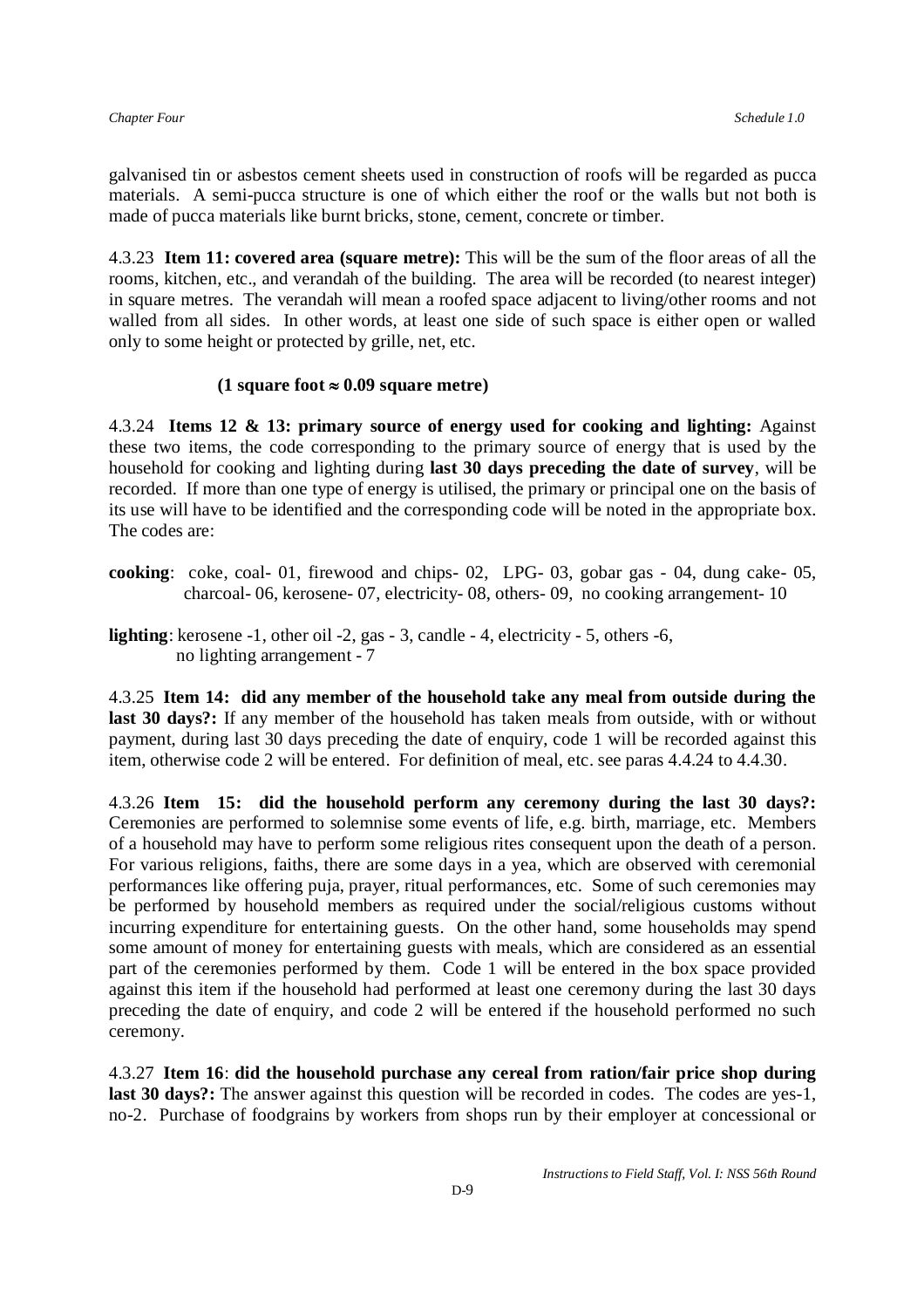galvanised tin or asbestos cement sheets used in construction of roofs will be regarded as pucca materials. A semi-pucca structure is one of which either the roof or the walls but not both is made of pucca materials like burnt bricks, stone, cement, concrete or timber.

4.3.23 **Item 11: covered area (square metre):** This will be the sum of the floor areas of all the rooms, kitchen, etc., and verandah of the building. The area will be recorded (to nearest integer) in square metres. The verandah will mean a roofed space adjacent to living/other rooms and not walled from all sides. In other words, at least one side of such space is either open or walled only to some height or protected by grille, net, etc.

**(1 square foot $\approx$ 0.09 square metre)**

4.3.24 **Items 12 & 13: primary source of energy used for cooking and lighting:** Against these two items, the code corresponding to the primary source of energy that is used by the household for cooking and lighting during **last 30 days preceding the date of survey**, will be recorded. If more than one type of energy is utilised, the primary or principal one on the basis of its use will have to be identified and the corresponding code will be noted in the appropriate box. The codes are:

**cooking**: coke, coal- 01, firewood and chips- 02, LPG- 03, gobar gas - 04, dung cake- 05, charcoal- 06, kerosene- 07, electricity- 08, others- 09, no cooking arrangement- 10

**lighting**: kerosene -1, other oil -2, gas - 3, candle - 4, electricity - 5, others -6, no lighting arrangement - 7

4.3.25 **Item 14: did any member of the household take any meal from outside during the last 30 days?:** If any member of the household has taken meals from outside, with or without payment, during last 30 days preceding the date of enquiry, code 1 will be recorded against this item, otherwise code 2 will be entered. For definition of meal, etc. see paras 4.4.24 to 4.4.30.

4.3.26 **Item 15: did the household perform any ceremony during the last 30 days?:** Ceremonies are performed to solemnise some events of life, e.g. birth, marriage, etc. Members of a household may have to perform some religious rites consequent upon the death of a person. For various religions, faiths, there are some days in a yea, which are observed with ceremonial performances like offering puja, prayer, ritual performances, etc. Some of such ceremonies may be performed by household members as required under the social/religious customs without incurring expenditure for entertaining guests. On the other hand, some households may spend some amount of money for entertaining guests with meals, which are considered as an essential part of the ceremonies performed by them. Code 1 will be entered in the box space provided against this item if the household had performed at least one ceremony during the last 30 days preceding the date of enquiry, and code 2 will be entered if the household performed no such ceremony.

4.3.27 **Item 16**: **did the household purchase any cereal from ration/fair price shop during last 30 days?:** The answer against this question will be recorded in codes. The codes are yes-1, no-2. Purchase of foodgrains by workers from shops run by their employer at concessional or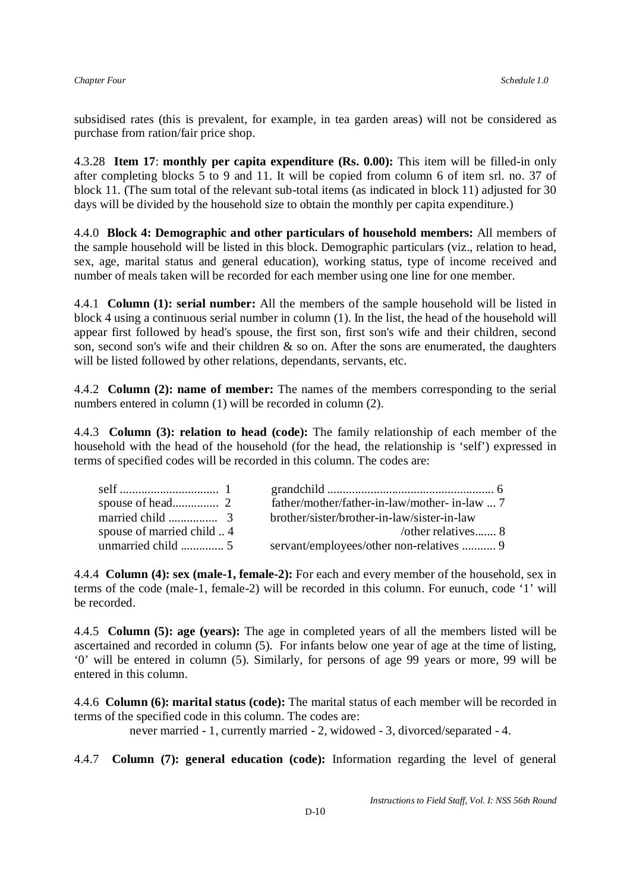subsidised rates (this is prevalent, for example, in tea garden areas) will not be considered as purchase from ration/fair price shop.

4.3.28 **Item 17**: **monthly per capita expenditure (Rs. 0.00):** This item will be filled-in only after completing blocks 5 to 9 and 11. It will be copied from column 6 of item srl. no. 37 of block 11. (The sum total of the relevant sub-total items (as indicated in block 11) adjusted for 30 days will be divided by the household size to obtain the monthly per capita expenditure.)

4.4.0 **Block 4: Demographic and other particulars of household members:** All members of the sample household will be listed in this block. Demographic particulars (viz., relation to head, sex, age, marital status and general education), working status, type of income received and number of meals taken will be recorded for each member using one line for one member.

4.4.1 **Column (1): serial number:** All the members of the sample household will be listed in block 4 using a continuous serial number in column (1). In the list, the head of the household will appear first followed by head's spouse, the first son, first son's wife and their children, second son, second son's wife and their children & so on. After the sons are enumerated, the daughters will be listed followed by other relations, dependants, servants, etc.

4.4.2 **Column (2): name of member:** The names of the members corresponding to the serial numbers entered in column (1) will be recorded in column (2).

4.4.3 **Column (3): relation to head (code):** The family relationship of each member of the household with the head of the household (for the head, the relationship is 'self') expressed in terms of specified codes will be recorded in this column. The codes are:

| | | | |
|---|---|---|---|
| self | 1 | grandchild | 6 |
| spouse of head | 2 | father/mother/father-in-law/mother- in-law | 7 |
| married child | 3 | brother/sister/brother-in-law/sister-in-law /other relatives | 8 |
| spouse of married child | 4 | servant/employees/other non-relatives | 9 |
| unmarried child | 5 | | |

4.4.4 **Column (4): sex (male-1, female-2):** For each and every member of the household, sex in terms of the code (male-1, female-2) will be recorded in this column. For eunuch, code '1' will be recorded.

4.4.5 **Column (5): age (years):** The age in completed years of all the members listed will be ascertained and recorded in column (5). For infants below one year of age at the time of listing, '0' will be entered in column (5). Similarly, for persons of age 99 years or more, 99 will be entered in this column.

4.4.6 **Column (6): marital status (code):** The marital status of each member will be recorded in terms of the specified code in this column. The codes are:

never married - 1, currently married - 2, widowed - 3, divorced/separated - 4.

4.4.7 **Column (7): general education (code):** Information regarding the level of general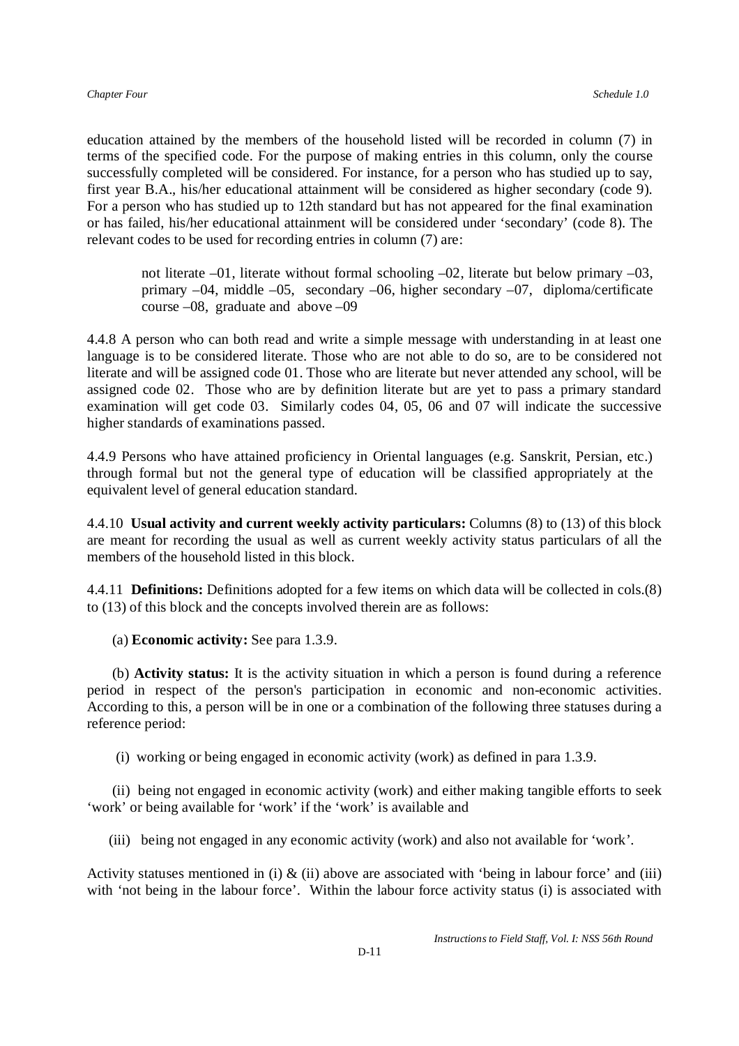education attained by the members of the household listed will be recorded in column (7) in terms of the specified code. For the purpose of making entries in this column, only the course successfully completed will be considered. For instance, for a person who has studied up to say, first year B.A., his/her educational attainment will be considered as higher secondary (code 9). For a person who has studied up to 12th standard but has not appeared for the final examination or has failed, his/her educational attainment will be considered under 'secondary' (code 8). The relevant codes to be used for recording entries in column (7) are:

> not literate –01, literate without formal schooling –02, literate but below primary –03, primary –04, middle –05, secondary –06, higher secondary –07, diploma/certificate course –08, graduate and above –09

4.4.8 A person who can both read and write a simple message with understanding in at least one language is to be considered literate. Those who are not able to do so, are to be considered not literate and will be assigned code 01. Those who are literate but never attended any school, will be assigned code 02. Those who are by definition literate but are yet to pass a primary standard examination will get code 03. Similarly codes 04, 05, 06 and 07 will indicate the successive higher standards of examinations passed.

4.4.9 Persons who have attained proficiency in Oriental languages (e.g. Sanskrit, Persian, etc.) through formal but not the general type of education will be classified appropriately at the equivalent level of general education standard.

4.4.10 **Usual activity and current weekly activity particulars:** Columns (8) to (13) of this block are meant for recording the usual as well as current weekly activity status particulars of all the members of the household listed in this block.

4.4.11 **Definitions:** Definitions adopted for a few items on which data will be collected in cols.(8) to (13) of this block and the concepts involved therein are as follows:

(a) **Economic activity:** See para 1.3.9.

(b) **Activity status:** It is the activity situation in which a person is found during a reference period in respect of the person's participation in economic and non-economic activities. According to this, a person will be in one or a combination of the following three statuses during a reference period:

(i) working or being engaged in economic activity (work) as defined in para 1.3.9.

(ii) being not engaged in economic activity (work) and either making tangible efforts to seek 'work' or being available for 'work' if the 'work' is available and

(iii) being not engaged in any economic activity (work) and also not available for 'work'.

Activity statuses mentioned in (i) & (ii) above are associated with 'being in labour force' and (iii) with 'not being in the labour force'. Within the labour force activity status (i) is associated with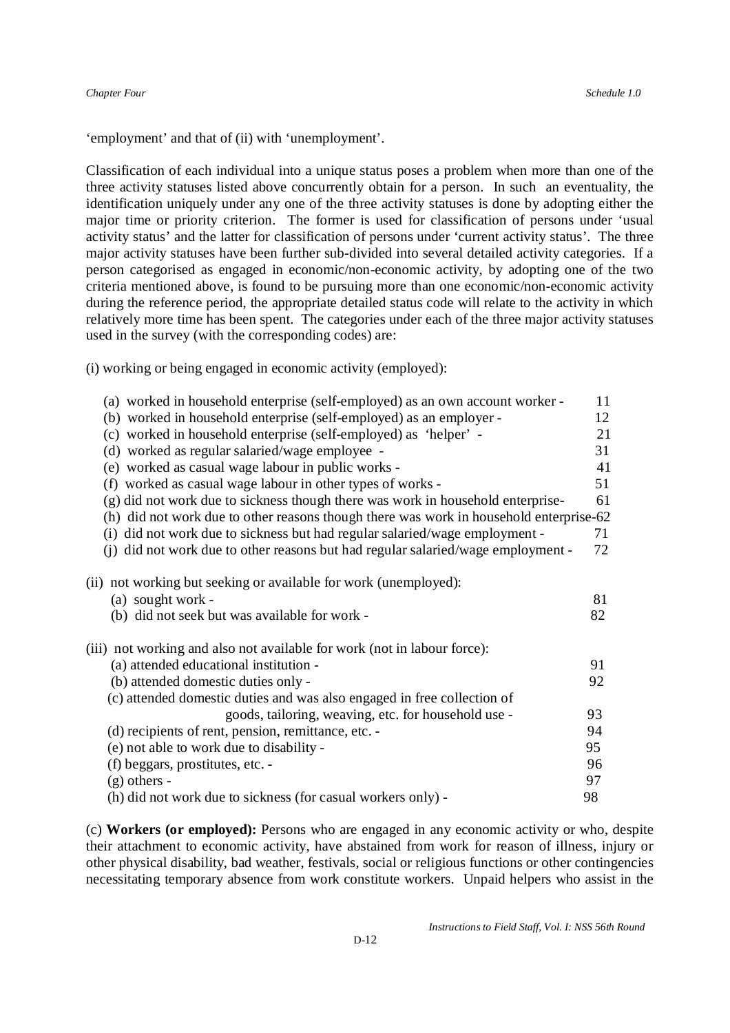'employment' and that of (ii) with 'unemployment'.

Classification of each individual into a unique status poses a problem when more than one of the three activity statuses listed above concurrently obtain for a person. In such an eventuality, the identification uniquely under any one of the three activity statuses is done by adopting either the major time or priority criterion. The former is used for classification of persons under 'usual activity status' and the latter for classification of persons under 'current activity status'. The three major activity statuses have been further sub-divided into several detailed activity categories. If a person categorised as engaged in economic/non-economic activity, by adopting one of the two criteria mentioned above, is found to be pursuing more than one economic/non-economic activity during the reference period, the appropriate detailed status code will relate to the activity in which relatively more time has been spent. The categories under each of the three major activity statuses used in the survey (with the corresponding codes) are:

(i) working or being engaged in economic activity (employed):

- (a) worked in household enterprise (self-employed) as an own account worker - 11
- (b) worked in household enterprise (self-employed) as an employer - 12
- (c) worked in household enterprise (self-employed) as 'helper' - 21
- (d) worked as regular salaried/wage employee - 31
- (e) worked as casual wage labour in public works - 41
- (f) worked as casual wage labour in other types of works - 51
- (g) did not work due to sickness though there was work in household enterprise- 61
- (h) did not work due to other reasons though there was work in household enterprise-62
- (i) did not work due to sickness but had regular salaried/wage employment - 71
- (j) did not work due to other reasons but had regular salaried/wage employment - 72

(ii) not working but seeking or available for work (unemployed):

- (a) sought work - 81
- (b) did not seek but was available for work - 82

(iii) not working and also not available for work (not in labour force):

- (a) attended educational institution - 91
- (b) attended domestic duties only - 92
- (c) attended domestic duties and was also engaged in free collection of goods, tailoring, weaving, etc. for household use - 93
- (d) recipients of rent, pension, remittance, etc. - 94
- (e) not able to work due to disability - 95
- (f) beggars, prostitutes, etc. - 96
- (g) others - 97
- (h) did not work due to sickness (for casual workers only) - 98

(c) **Workers (or employed):** Persons who are engaged in any economic activity or who, despite their attachment to economic activity, have abstained from work for reason of illness, injury or other physical disability, bad weather, festivals, social or religious functions or other contingencies necessitating temporary absence from work constitute workers. Unpaid helpers who assist in the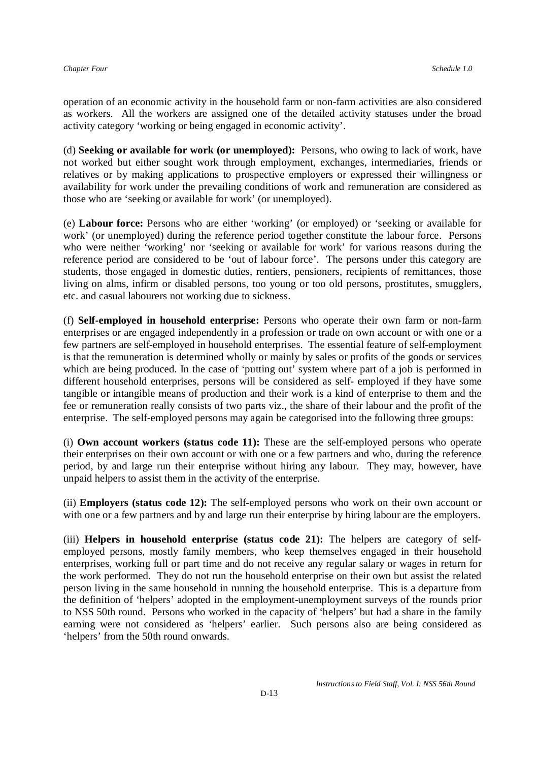operation of an economic activity in the household farm or non-farm activities are also considered as workers. All the workers are assigned one of the detailed activity statuses under the broad activity category 'working or being engaged in economic activity'.

(d) **Seeking or available for work (or unemployed):** Persons, who owing to lack of work, have not worked but either sought work through employment, exchanges, intermediaries, friends or relatives or by making applications to prospective employers or expressed their willingness or availability for work under the prevailing conditions of work and remuneration are considered as those who are 'seeking or available for work' (or unemployed).

(e) **Labour force:** Persons who are either 'working' (or employed) or 'seeking or available for work' (or unemployed) during the reference period together constitute the labour force. Persons who were neither 'working' nor 'seeking or available for work' for various reasons during the reference period are considered to be 'out of labour force'. The persons under this category are students, those engaged in domestic duties, rentiers, pensioners, recipients of remittances, those living on alms, infirm or disabled persons, too young or too old persons, prostitutes, smugglers, etc. and casual labourers not working due to sickness.

(f) **Self-employed in household enterprise:** Persons who operate their own farm or non-farm enterprises or are engaged independently in a profession or trade on own account or with one or a few partners are self-employed in household enterprises. The essential feature of self-employment is that the remuneration is determined wholly or mainly by sales or profits of the goods or services which are being produced. In the case of 'putting out' system where part of a job is performed in different household enterprises, persons will be considered as self- employed if they have some tangible or intangible means of production and their work is a kind of enterprise to them and the fee or remuneration really consists of two parts viz., the share of their labour and the profit of the enterprise. The self-employed persons may again be categorised into the following three groups:

(i) **Own account workers (status code 11):** These are the self-employed persons who operate their enterprises on their own account or with one or a few partners and who, during the reference period, by and large run their enterprise without hiring any labour. They may, however, have unpaid helpers to assist them in the activity of the enterprise.

(ii) **Employers (status code 12):** The self-employed persons who work on their own account or with one or a few partners and by and large run their enterprise by hiring labour are the employers.

(iii) **Helpers in household enterprise (status code 21):** The helpers are category of self-employed persons, mostly family members, who keep themselves engaged in their household enterprises, working full or part time and do not receive any regular salary or wages in return for the work performed. They do not run the household enterprise on their own but assist the related person living in the same household in running the household enterprise. This is a departure from the definition of 'helpers' adopted in the employment-unemployment surveys of the rounds prior to NSS 50th round. Persons who worked in the capacity of 'helpers' but had a share in the family earning were not considered as 'helpers' earlier. Such persons also are being considered as 'helpers' from the 50th round onwards.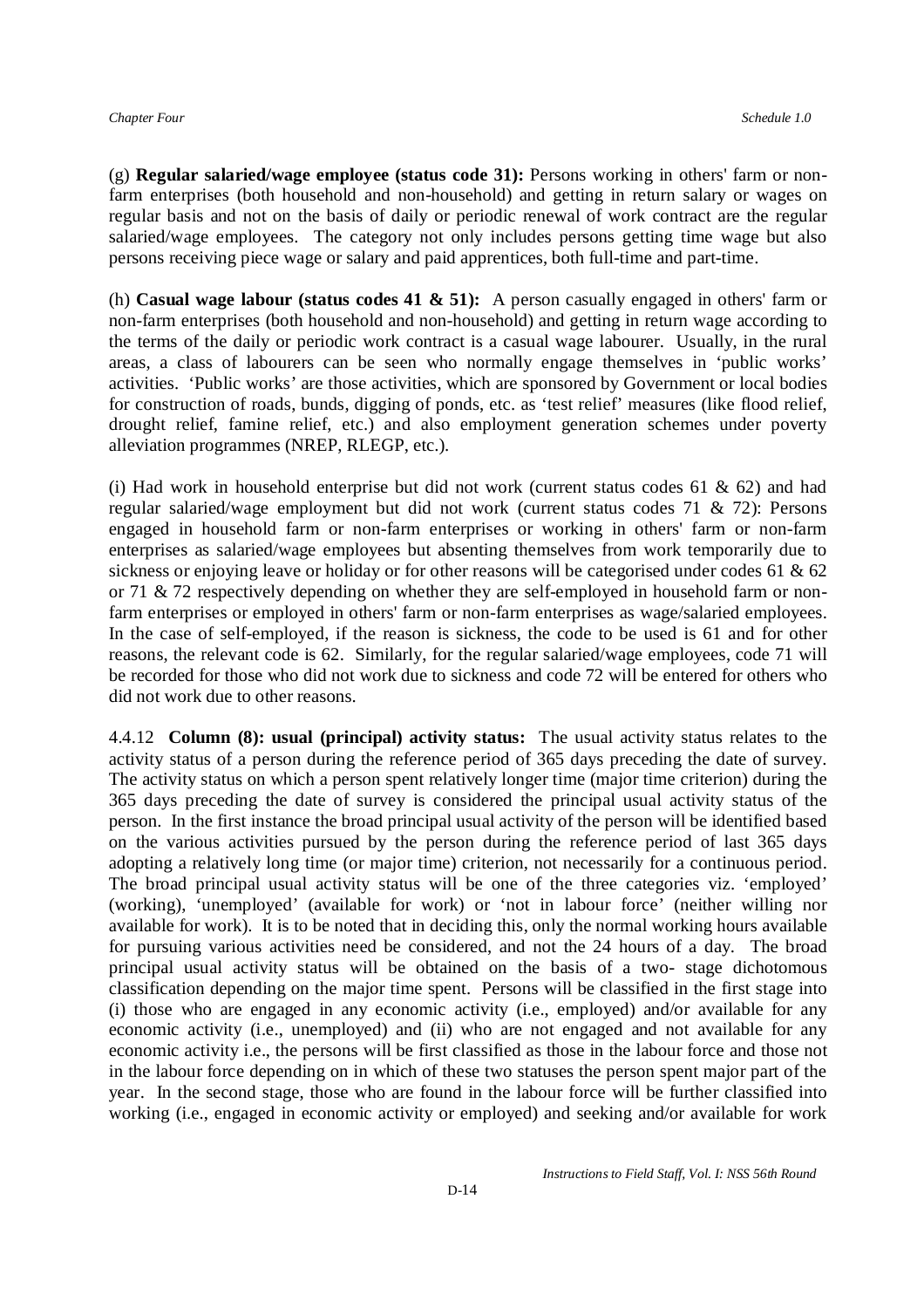(g) **Regular salaried/wage employee (status code 31):** Persons working in others' farm or non-farm enterprises (both household and non-household) and getting in return salary or wages on regular basis and not on the basis of daily or periodic renewal of work contract are the regular salaried/wage employees. The category not only includes persons getting time wage but also persons receiving piece wage or salary and paid apprentices, both full-time and part-time.

(h) **Casual wage labour (status codes 41 & 51):** A person casually engaged in others' farm or non-farm enterprises (both household and non-household) and getting in return wage according to the terms of the daily or periodic work contract is a casual wage labourer. Usually, in the rural areas, a class of labourers can be seen who normally engage themselves in 'public works' activities. 'Public works' are those activities, which are sponsored by Government or local bodies for construction of roads, bunds, digging of ponds, etc. as 'test relief' measures (like flood relief, drought relief, famine relief, etc.) and also employment generation schemes under poverty alleviation programmes (NREP, RLEGP, etc.).

(i) Had work in household enterprise but did not work (current status codes 61 & 62) and had regular salaried/wage employment but did not work (current status codes 71 & 72): Persons engaged in household farm or non-farm enterprises or working in others' farm or non-farm enterprises as salaried/wage employees but absenting themselves from work temporarily due to sickness or enjoying leave or holiday or for other reasons will be categorised under codes 61 & 62 or 71 & 72 respectively depending on whether they are self-employed in household farm or non-farm enterprises or employed in others' farm or non-farm enterprises as wage/salaried employees. In the case of self-employed, if the reason is sickness, the code to be used is 61 and for other reasons, the relevant code is 62. Similarly, for the regular salaried/wage employees, code 71 will be recorded for those who did not work due to sickness and code 72 will be entered for others who did not work due to other reasons.

4.4.12 **Column (8): usual (principal) activity status:** The usual activity status relates to the activity status of a person during the reference period of 365 days preceding the date of survey. The activity status on which a person spent relatively longer time (major time criterion) during the 365 days preceding the date of survey is considered the principal usual activity status of the person. In the first instance the broad principal usual activity of the person will be identified based on the various activities pursued by the person during the reference period of last 365 days adopting a relatively long time (or major time) criterion, not necessarily for a continuous period. The broad principal usual activity status will be one of the three categories viz. 'employed' (working), 'unemployed' (available for work) or 'not in labour force' (neither willing nor available for work). It is to be noted that in deciding this, only the normal working hours available for pursuing various activities need be considered, and not the 24 hours of a day. The broad principal usual activity status will be obtained on the basis of a two- stage dichotomous classification depending on the major time spent. Persons will be classified in the first stage into (i) those who are engaged in any economic activity (i.e., employed) and/or available for any economic activity (i.e., unemployed) and (ii) who are not engaged and not available for any economic activity i.e., the persons will be first classified as those in the labour force and those not in the labour force depending on in which of these two statuses the person spent major part of the year. In the second stage, those who are found in the labour force will be further classified into working (i.e., engaged in economic activity or employed) and seeking and/or available for work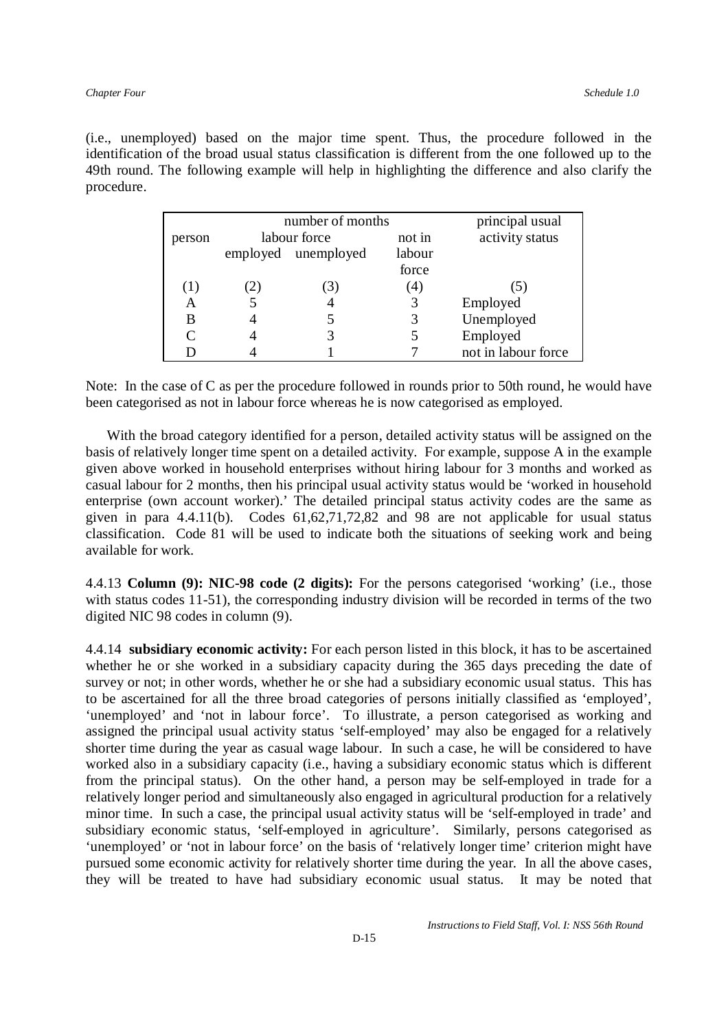(i.e., unemployed) based on the major time spent. Thus, the procedure followed in the identification of the broad usual status classification is different from the one followed up to the 49th round. The following example will help in highlighting the difference and also clarify the procedure.

| person | number of months | | | principal usual activity status |
|---|---|---|---|---|
| | labour force | | not in labour force | |
| | employed | unemployed | | |
| (1) | (2) | (3) | (4) | (5) |
| A | 5 | 4 | 3 | Employed |
| B | 4 | 5 | 3 | Unemployed |
| C | 4 | 3 | 5 | Employed |
| D | 4 | 1 | 7 | not in labour force |

Note: In the case of C as per the procedure followed in rounds prior to 50th round, he would have been categorised as not in labour force whereas he is now categorised as employed.

With the broad category identified for a person, detailed activity status will be assigned on the basis of relatively longer time spent on a detailed activity. For example, suppose A in the example given above worked in household enterprises without hiring labour for 3 months and worked as casual labour for 2 months, then his principal usual activity status would be 'worked in household enterprise (own account worker).' The detailed principal status activity codes are the same as given in para 4.4.11(b). Codes 61,62,71,72,82 and 98 are not applicable for usual status classification. Code 81 will be used to indicate both the situations of seeking work and being available for work.

4.4.13 **Column (9): NIC-98 code (2 digits):** For the persons categorised 'working' (i.e., those with status codes 11-51), the corresponding industry division will be recorded in terms of the two digited NIC 98 codes in column (9).

4.4.14 **subsidiary economic activity:** For each person listed in this block, it has to be ascertained whether he or she worked in a subsidiary capacity during the 365 days preceding the date of survey or not; in other words, whether he or she had a subsidiary economic usual status. This has to be ascertained for all the three broad categories of persons initially classified as 'employed', 'unemployed' and 'not in labour force'. To illustrate, a person categorised as working and assigned the principal usual activity status 'self-employed' may also be engaged for a relatively shorter time during the year as casual wage labour. In such a case, he will be considered to have worked also in a subsidiary capacity (i.e., having a subsidiary economic status which is different from the principal status). On the other hand, a person may be self-employed in trade for a relatively longer period and simultaneously also engaged in agricultural production for a relatively minor time. In such a case, the principal usual activity status will be 'self-employed in trade' and subsidiary economic status, 'self-employed in agriculture'. Similarly, persons categorised as 'unemployed' or 'not in labour force' on the basis of 'relatively longer time' criterion might have pursued some economic activity for relatively shorter time during the year. In all the above cases, they will be treated to have had subsidiary economic usual status. It may be noted that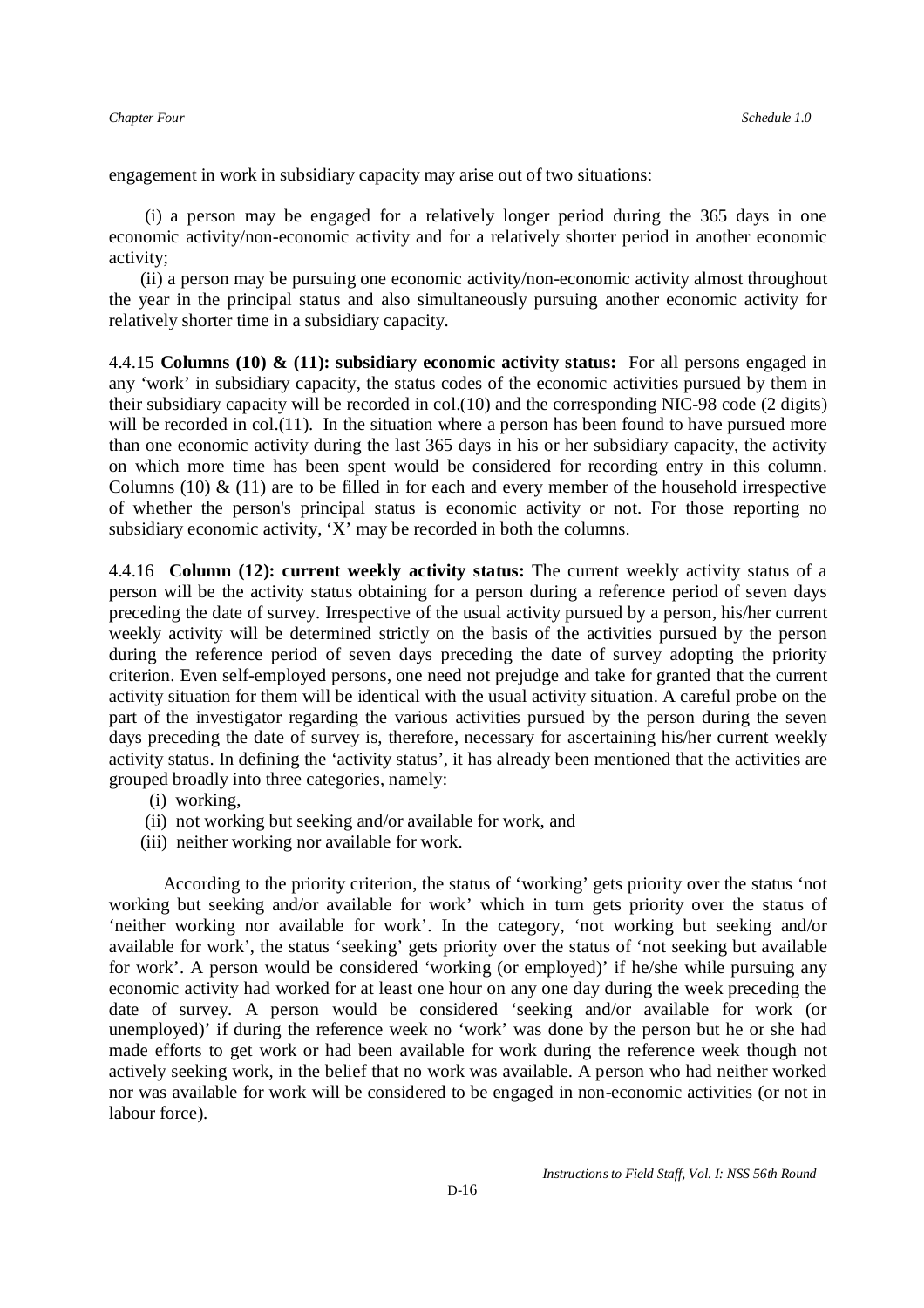engagement in work in subsidiary capacity may arise out of two situations:

(i) a person may be engaged for a relatively longer period during the 365 days in one economic activity/non-economic activity and for a relatively shorter period in another economic activity;

(ii) a person may be pursuing one economic activity/non-economic activity almost throughout the year in the principal status and also simultaneously pursuing another economic activity for relatively shorter time in a subsidiary capacity.

4.4.15 **Columns (10) & (11): subsidiary economic activity status:** For all persons engaged in any 'work' in subsidiary capacity, the status codes of the economic activities pursued by them in their subsidiary capacity will be recorded in col.(10) and the corresponding NIC-98 code (2 digits) will be recorded in col.(11). In the situation where a person has been found to have pursued more than one economic activity during the last 365 days in his or her subsidiary capacity, the activity on which more time has been spent would be considered for recording entry in this column. Columns (10) & (11) are to be filled in for each and every member of the household irrespective of whether the person's principal status is economic activity or not. For those reporting no subsidiary economic activity, 'X' may be recorded in both the columns.

4.4.16 **Column (12): current weekly activity status:** The current weekly activity status of a person will be the activity status obtaining for a person during a reference period of seven days preceding the date of survey. Irrespective of the usual activity pursued by a person, his/her current weekly activity will be determined strictly on the basis of the activities pursued by the person during the reference period of seven days preceding the date of survey adopting the priority criterion. Even self-employed persons, one need not prejudge and take for granted that the current activity situation for them will be identical with the usual activity situation. A careful probe on the part of the investigator regarding the various activities pursued by the person during the seven days preceding the date of survey is, therefore, necessary for ascertaining his/her current weekly activity status. In defining the 'activity status', it has already been mentioned that the activities are grouped broadly into three categories, namely:

(i) working,
(ii) not working but seeking and/or available for work, and
(iii) neither working nor available for work.

According to the priority criterion, the status of 'working' gets priority over the status 'not working but seeking and/or available for work' which in turn gets priority over the status of 'neither working nor available for work'. In the category, 'not working but seeking and/or available for work', the status 'seeking' gets priority over the status of 'not seeking but available for work'. A person would be considered 'working (or employed)' if he/she while pursuing any economic activity had worked for at least one hour on any one day during the week preceding the date of survey. A person would be considered 'seeking and/or available for work (or unemployed)' if during the reference week no 'work' was done by the person but he or she had made efforts to get work or had been available for work during the reference week though not actively seeking work, in the belief that no work was available. A person who had neither worked nor was available for work will be considered to be engaged in non-economic activities (or not in labour force).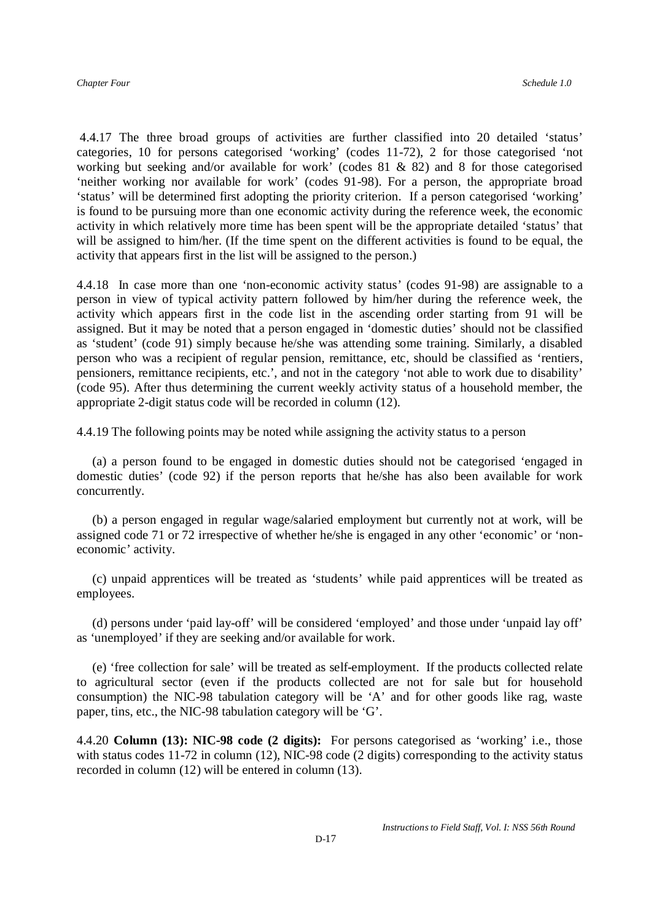4.4.17 The three broad groups of activities are further classified into 20 detailed 'status' categories, 10 for persons categorised 'working' (codes 11-72), 2 for those categorised 'not working but seeking and/or available for work' (codes 81 & 82) and 8 for those categorised 'neither working nor available for work' (codes 91-98). For a person, the appropriate broad 'status' will be determined first adopting the priority criterion. If a person categorised 'working' is found to be pursuing more than one economic activity during the reference week, the economic activity in which relatively more time has been spent will be the appropriate detailed 'status' that will be assigned to him/her. (If the time spent on the different activities is found to be equal, the activity that appears first in the list will be assigned to the person.)

4.4.18 In case more than one 'non-economic activity status' (codes 91-98) are assignable to a person in view of typical activity pattern followed by him/her during the reference week, the activity which appears first in the code list in the ascending order starting from 91 will be assigned. But it may be noted that a person engaged in 'domestic duties' should not be classified as 'student' (code 91) simply because he/she was attending some training. Similarly, a disabled person who was a recipient of regular pension, remittance, etc, should be classified as 'rentiers, pensioners, remittance recipients, etc.', and not in the category 'not able to work due to disability' (code 95). After thus determining the current weekly activity status of a household member, the appropriate 2-digit status code will be recorded in column (12).

4.4.19 The following points may be noted while assigning the activity status to a person

(a) a person found to be engaged in domestic duties should not be categorised 'engaged in domestic duties' (code 92) if the person reports that he/she has also been available for work concurrently.

(b) a person engaged in regular wage/salaried employment but currently not at work, will be assigned code 71 or 72 irrespective of whether he/she is engaged in any other 'economic' or 'non-economic' activity.

(c) unpaid apprentices will be treated as 'students' while paid apprentices will be treated as employees.

(d) persons under 'paid lay-off' will be considered 'employed' and those under 'unpaid lay off' as 'unemployed' if they are seeking and/or available for work.

(e) 'free collection for sale' will be treated as self-employment. If the products collected relate to agricultural sector (even if the products collected are not for sale but for household consumption) the NIC-98 tabulation category will be 'A' and for other goods like rag, waste paper, tins, etc., the NIC-98 tabulation category will be 'G'.

4.4.20 **Column (13): NIC-98 code (2 digits):** For persons categorised as 'working' i.e., those with status codes 11-72 in column (12), NIC-98 code (2 digits) corresponding to the activity status recorded in column (12) will be entered in column (13).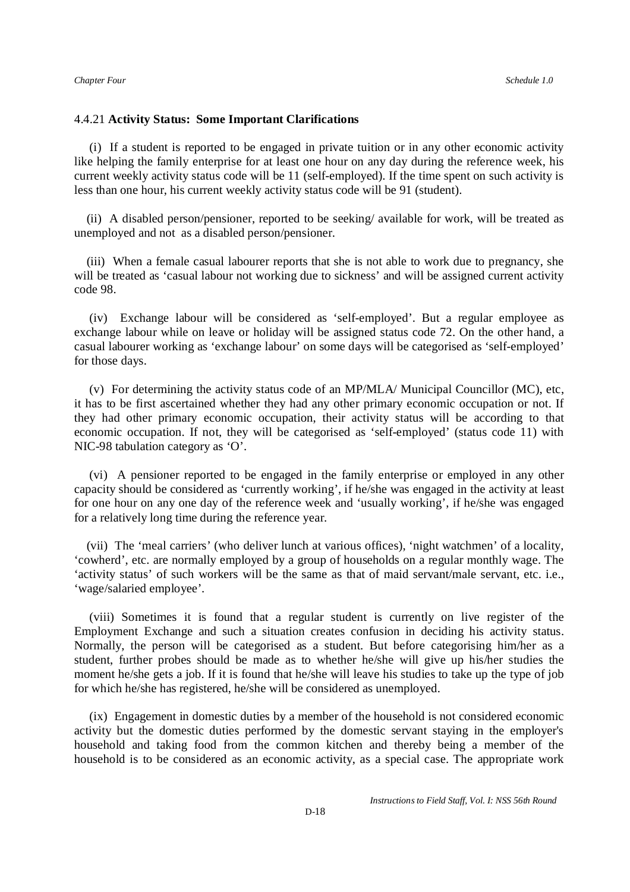4.4.21 **Activity Status: Some Important Clarifications**

(i) If a student is reported to be engaged in private tuition or in any other economic activity like helping the family enterprise for at least one hour on any day during the reference week, his current weekly activity status code will be 11 (self-employed). If the time spent on such activity is less than one hour, his current weekly activity status code will be 91 (student).

(ii) A disabled person/pensioner, reported to be seeking/ available for work, will be treated as unemployed and not as a disabled person/pensioner.

(iii) When a female casual labourer reports that she is not able to work due to pregnancy, she will be treated as 'casual labour not working due to sickness' and will be assigned current activity code 98.

(iv) Exchange labour will be considered as 'self-employed'. But a regular employee as exchange labour while on leave or holiday will be assigned status code 72. On the other hand, a casual labourer working as 'exchange labour' on some days will be categorised as 'self-employed' for those days.

(v) For determining the activity status code of an MP/MLA/ Municipal Councillor (MC), etc, it has to be first ascertained whether they had any other primary economic occupation or not. If they had other primary economic occupation, their activity status will be according to that economic occupation. If not, they will be categorised as 'self-employed' (status code 11) with NIC-98 tabulation category as 'O'.

(vi) A pensioner reported to be engaged in the family enterprise or employed in any other capacity should be considered as 'currently working', if he/she was engaged in the activity at least for one hour on any one day of the reference week and 'usually working', if he/she was engaged for a relatively long time during the reference year.

(vii) The 'meal carriers' (who deliver lunch at various offices), 'night watchmen' of a locality, 'cowherd', etc. are normally employed by a group of households on a regular monthly wage. The 'activity status' of such workers will be the same as that of maid servant/male servant, etc. i.e., 'wage/salaried employee'.

(viii) Sometimes it is found that a regular student is currently on live register of the Employment Exchange and such a situation creates confusion in deciding his activity status. Normally, the person will be categorised as a student. But before categorising him/her as a student, further probes should be made as to whether he/she will give up his/her studies the moment he/she gets a job. If it is found that he/she will leave his studies to take up the type of job for which he/she has registered, he/she will be considered as unemployed.

(ix) Engagement in domestic duties by a member of the household is not considered economic activity but the domestic duties performed by the domestic servant staying in the employer's household and taking food from the common kitchen and thereby being a member of the household is to be considered as an economic activity, as a special case. The appropriate work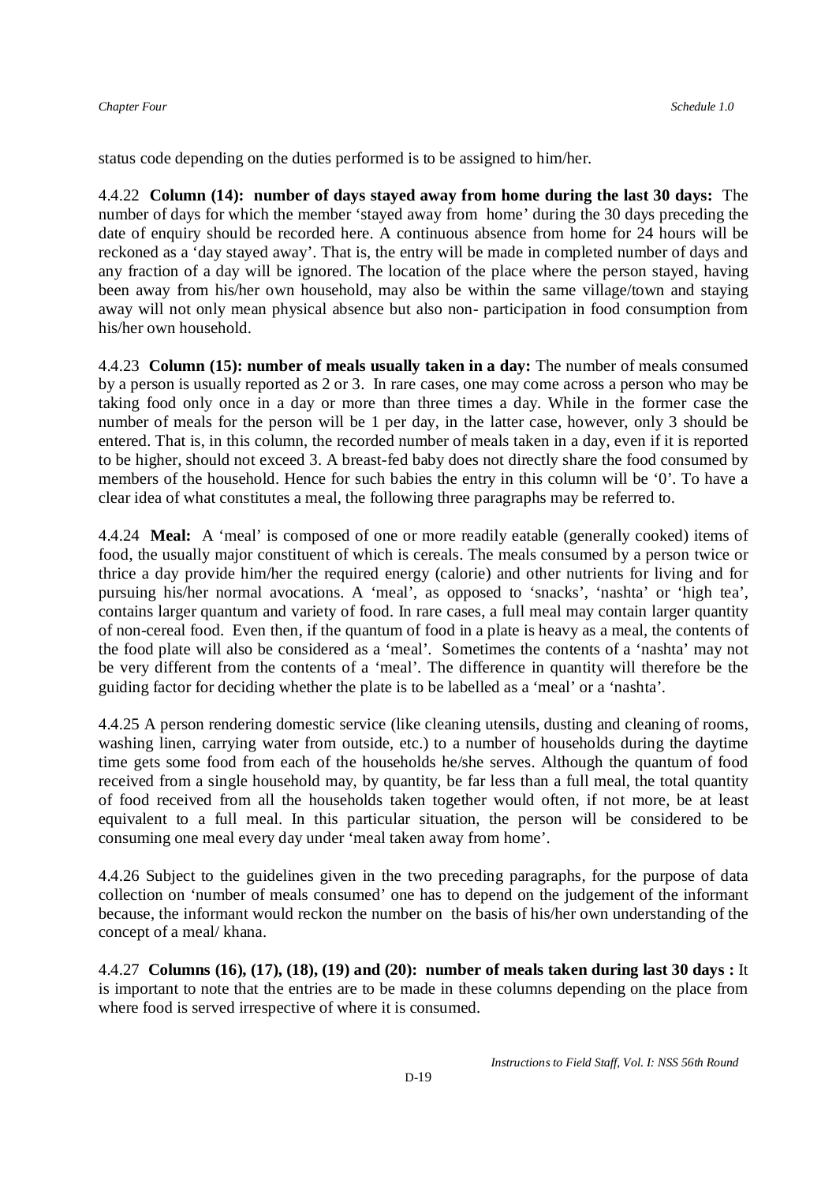status code depending on the duties performed is to be assigned to him/her.

4.4.22 **Column (14): number of days stayed away from home during the last 30 days:** The number of days for which the member 'stayed away from home' during the 30 days preceding the date of enquiry should be recorded here. A continuous absence from home for 24 hours will be reckoned as a 'day stayed away'. That is, the entry will be made in completed number of days and any fraction of a day will be ignored. The location of the place where the person stayed, having been away from his/her own household, may also be within the same village/town and staying away will not only mean physical absence but also non- participation in food consumption from his/her own household.

4.4.23 **Column (15): number of meals usually taken in a day:** The number of meals consumed by a person is usually reported as 2 or 3. In rare cases, one may come across a person who may be taking food only once in a day or more than three times a day. While in the former case the number of meals for the person will be 1 per day, in the latter case, however, only 3 should be entered. That is, in this column, the recorded number of meals taken in a day, even if it is reported to be higher, should not exceed 3. A breast-fed baby does not directly share the food consumed by members of the household. Hence for such babies the entry in this column will be '0'. To have a clear idea of what constitutes a meal, the following three paragraphs may be referred to.

4.4.24 **Meal:** A 'meal' is composed of one or more readily eatable (generally cooked) items of food, the usually major constituent of which is cereals. The meals consumed by a person twice or thrice a day provide him/her the required energy (calorie) and other nutrients for living and for pursuing his/her normal avocations. A 'meal', as opposed to 'snacks', 'nashta' or 'high tea', contains larger quantum and variety of food. In rare cases, a full meal may contain larger quantity of non-cereal food. Even then, if the quantum of food in a plate is heavy as a meal, the contents of the food plate will also be considered as a 'meal'. Sometimes the contents of a 'nashta' may not be very different from the contents of a 'meal'. The difference in quantity will therefore be the guiding factor for deciding whether the plate is to be labelled as a 'meal' or a 'nashta'.

4.4.25 A person rendering domestic service (like cleaning utensils, dusting and cleaning of rooms, washing linen, carrying water from outside, etc.) to a number of households during the daytime time gets some food from each of the households he/she serves. Although the quantum of food received from a single household may, by quantity, be far less than a full meal, the total quantity of food received from all the households taken together would often, if not more, be at least equivalent to a full meal. In this particular situation, the person will be considered to be consuming one meal every day under 'meal taken away from home'.

4.4.26 Subject to the guidelines given in the two preceding paragraphs, for the purpose of data collection on 'number of meals consumed' one has to depend on the judgement of the informant because, the informant would reckon the number on the basis of his/her own understanding of the concept of a meal/ khana.

4.4.27 **Columns (16), (17), (18), (19) and (20): number of meals taken during last 30 days :** It is important to note that the entries are to be made in these columns depending on the place from where food is served irrespective of where it is consumed.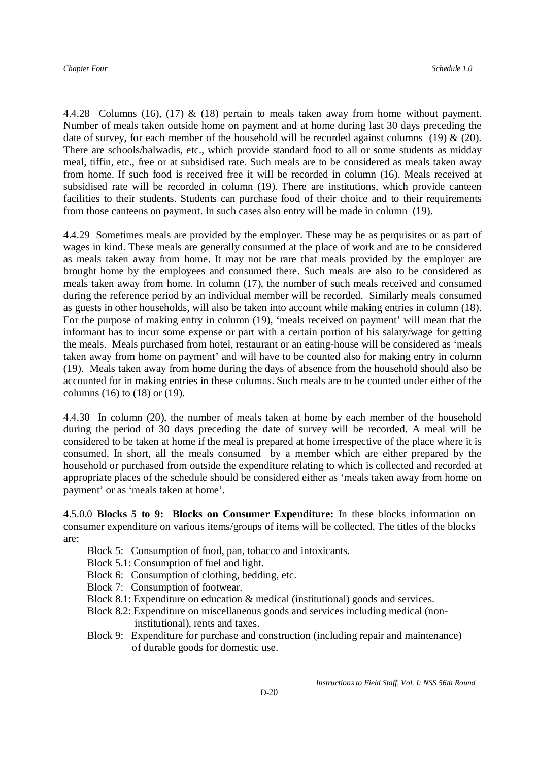4.4.28 Columns (16), (17) & (18) pertain to meals taken away from home without payment. Number of meals taken outside home on payment and at home during last 30 days preceding the date of survey, for each member of the household will be recorded against columns (19) & (20). There are schools/balwadis, etc., which provide standard food to all or some students as midday meal, tiffin, etc., free or at subsidised rate. Such meals are to be considered as meals taken away from home. If such food is received free it will be recorded in column (16). Meals received at subsidised rate will be recorded in column (19). There are institutions, which provide canteen facilities to their students. Students can purchase food of their choice and to their requirements from those canteens on payment. In such cases also entry will be made in column (19).

4.4.29 Sometimes meals are provided by the employer. These may be as perquisites or as part of wages in kind. These meals are generally consumed at the place of work and are to be considered as meals taken away from home. It may not be rare that meals provided by the employer are brought home by the employees and consumed there. Such meals are also to be considered as meals taken away from home. In column (17), the number of such meals received and consumed during the reference period by an individual member will be recorded. Similarly meals consumed as guests in other households, will also be taken into account while making entries in column (18). For the purpose of making entry in column (19), 'meals received on payment' will mean that the informant has to incur some expense or part with a certain portion of his salary/wage for getting the meals. Meals purchased from hotel, restaurant or an eating-house will be considered as 'meals taken away from home on payment' and will have to be counted also for making entry in column (19). Meals taken away from home during the days of absence from the household should also be accounted for in making entries in these columns. Such meals are to be counted under either of the columns (16) to (18) or (19).

4.4.30 In column (20), the number of meals taken at home by each member of the household during the period of 30 days preceding the date of survey will be recorded. A meal will be considered to be taken at home if the meal is prepared at home irrespective of the place where it is consumed. In short, all the meals consumed by a member which are either prepared by the household or purchased from outside the expenditure relating to which is collected and recorded at appropriate places of the schedule should be considered either as 'meals taken away from home on payment' or as 'meals taken at home'.

4.5.0.0 **Blocks 5 to 9: Blocks on Consumer Expenditure:** In these blocks information on consumer expenditure on various items/groups of items will be collected. The titles of the blocks are:

- Block 5: Consumption of food, pan, tobacco and intoxicants.
- Block 5.1: Consumption of fuel and light.
- Block 6: Consumption of clothing, bedding, etc.
- Block 7: Consumption of footwear.
- Block 8.1: Expenditure on education & medical (institutional) goods and services.
- Block 8.2: Expenditure on miscellaneous goods and services including medical (non-institutional), rents and taxes.
- Block 9: Expenditure for purchase and construction (including repair and maintenance) of durable goods for domestic use.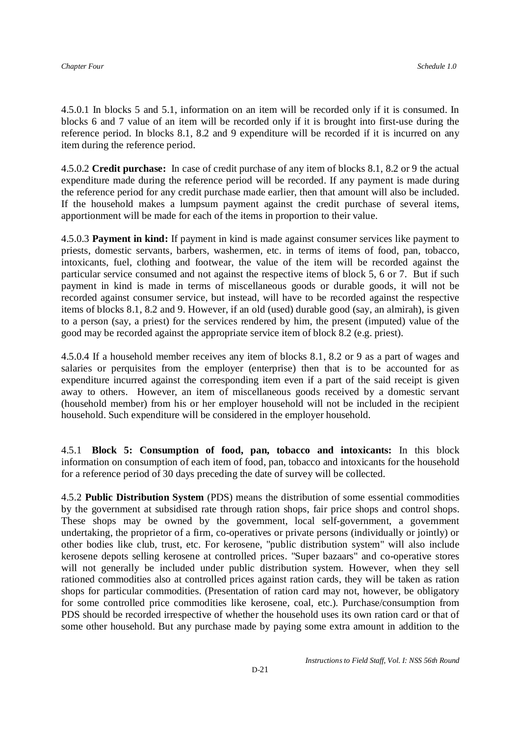4.5.0.1 In blocks 5 and 5.1, information on an item will be recorded only if it is consumed. In blocks 6 and 7 value of an item will be recorded only if it is brought into first-use during the reference period. In blocks 8.1, 8.2 and 9 expenditure will be recorded if it is incurred on any item during the reference period.

4.5.0.2 **Credit purchase:** In case of credit purchase of any item of blocks 8.1, 8.2 or 9 the actual expenditure made during the reference period will be recorded. If any payment is made during the reference period for any credit purchase made earlier, then that amount will also be included. If the household makes a lumpsum payment against the credit purchase of several items, apportionment will be made for each of the items in proportion to their value.

4.5.0.3 **Payment in kind:** If payment in kind is made against consumer services like payment to priests, domestic servants, barbers, washermen, etc. in terms of items of food, pan, tobacco, intoxicants, fuel, clothing and footwear, the value of the item will be recorded against the particular service consumed and not against the respective items of block 5, 6 or 7. But if such payment in kind is made in terms of miscellaneous goods or durable goods, it will not be recorded against consumer service, but instead, will have to be recorded against the respective items of blocks 8.1, 8.2 and 9. However, if an old (used) durable good (say, an almirah), is given to a person (say, a priest) for the services rendered by him, the present (imputed) value of the good may be recorded against the appropriate service item of block 8.2 (e.g. priest).

4.5.0.4 If a household member receives any item of blocks 8.1, 8.2 or 9 as a part of wages and salaries or perquisites from the employer (enterprise) then that is to be accounted for as expenditure incurred against the corresponding item even if a part of the said receipt is given away to others. However, an item of miscellaneous goods received by a domestic servant (household member) from his or her employer household will not be included in the recipient household. Such expenditure will be considered in the employer household.

4.5.1 **Block 5: Consumption of food, pan, tobacco and intoxicants:** In this block information on consumption of each item of food, pan, tobacco and intoxicants for the household for a reference period of 30 days preceding the date of survey will be collected.

4.5.2 **Public Distribution System** (PDS) means the distribution of some essential commodities by the government at subsidised rate through ration shops, fair price shops and control shops. These shops may be owned by the government, local self-government, a government undertaking, the proprietor of a firm, co-operatives or private persons (individually or jointly) or other bodies like club, trust, etc. For kerosene, "public distribution system" will also include kerosene depots selling kerosene at controlled prices. "Super bazaars" and co-operative stores will not generally be included under public distribution system. However, when they sell rationed commodities also at controlled prices against ration cards, they will be taken as ration shops for particular commodities. (Presentation of ration card may not, however, be obligatory for some controlled price commodities like kerosene, coal, etc.). Purchase/consumption from PDS should be recorded irrespective of whether the household uses its own ration card or that of some other household. But any purchase made by paying some extra amount in addition to the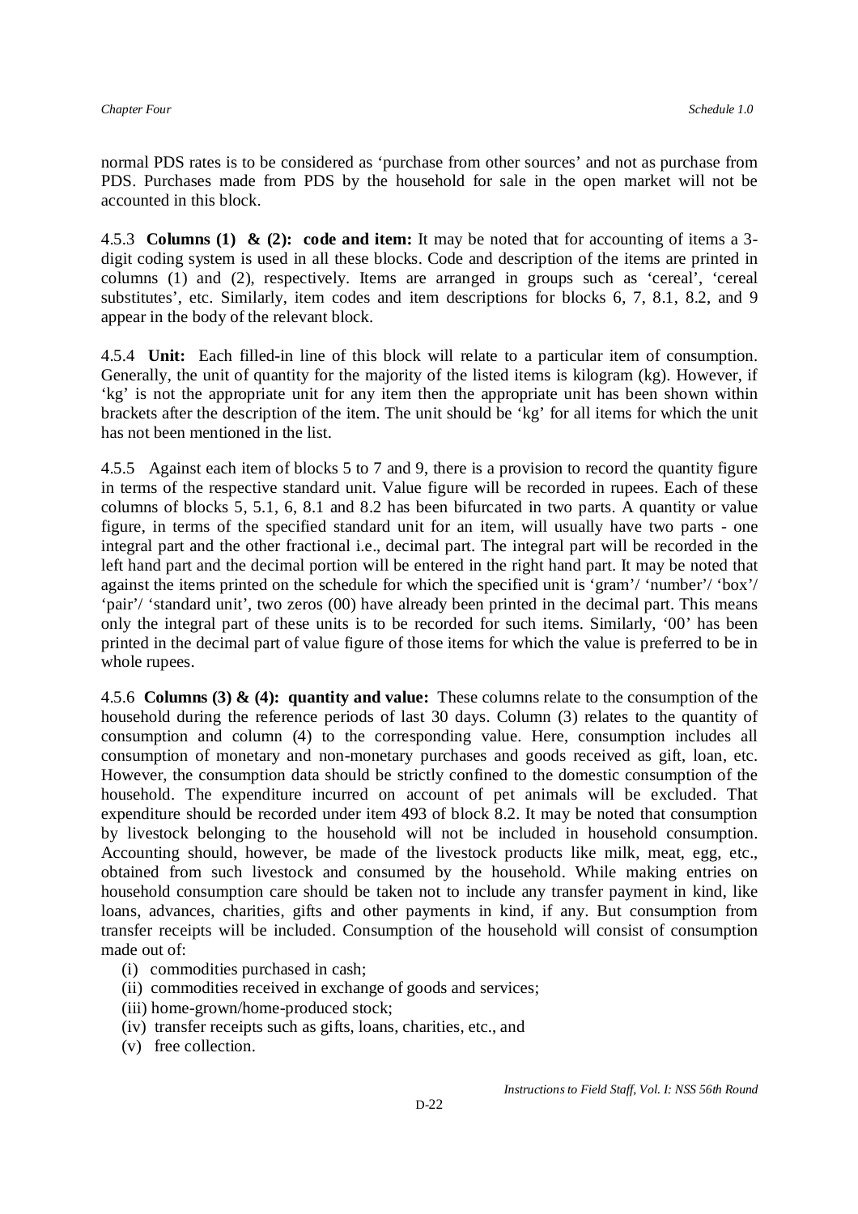normal PDS rates is to be considered as 'purchase from other sources' and not as purchase from PDS. Purchases made from PDS by the household for sale in the open market will not be accounted in this block.

4.5.3 **Columns (1) & (2): code and item:** It may be noted that for accounting of items a 3-digit coding system is used in all these blocks. Code and description of the items are printed in columns (1) and (2), respectively. Items are arranged in groups such as 'cereal', 'cereal substitutes', etc. Similarly, item codes and item descriptions for blocks 6, 7, 8.1, 8.2, and 9 appear in the body of the relevant block.

4.5.4 **Unit:** Each filled-in line of this block will relate to a particular item of consumption. Generally, the unit of quantity for the majority of the listed items is kilogram (kg). However, if 'kg' is not the appropriate unit for any item then the appropriate unit has been shown within brackets after the description of the item. The unit should be 'kg' for all items for which the unit has not been mentioned in the list.

4.5.5 Against each item of blocks 5 to 7 and 9, there is a provision to record the quantity figure in terms of the respective standard unit. Value figure will be recorded in rupees. Each of these columns of blocks 5, 5.1, 6, 8.1 and 8.2 has been bifurcated in two parts. A quantity or value figure, in terms of the specified standard unit for an item, will usually have two parts - one integral part and the other fractional i.e., decimal part. The integral part will be recorded in the left hand part and the decimal portion will be entered in the right hand part. It may be noted that against the items printed on the schedule for which the specified unit is 'gram'/ 'number'/ 'box'/ 'pair'/ 'standard unit', two zeros (00) have already been printed in the decimal part. This means only the integral part of these units is to be recorded for such items. Similarly, '00' has been printed in the decimal part of value figure of those items for which the value is preferred to be in whole rupees.

4.5.6 **Columns (3) & (4): quantity and value:** These columns relate to the consumption of the household during the reference periods of last 30 days. Column (3) relates to the quantity of consumption and column (4) to the corresponding value. Here, consumption includes all consumption of monetary and non-monetary purchases and goods received as gift, loan, etc. However, the consumption data should be strictly confined to the domestic consumption of the household. The expenditure incurred on account of pet animals will be excluded. That expenditure should be recorded under item 493 of block 8.2. It may be noted that consumption by livestock belonging to the household will not be included in household consumption. Accounting should, however, be made of the livestock products like milk, meat, egg, etc., obtained from such livestock and consumed by the household. While making entries on household consumption care should be taken not to include any transfer payment in kind, like loans, advances, charities, gifts and other payments in kind, if any. But consumption from transfer receipts will be included. Consumption of the household will consist of consumption made out of:

- (i) commodities purchased in cash;
- (ii) commodities received in exchange of goods and services;
- (iii) home-grown/home-produced stock;
- (iv) transfer receipts such as gifts, loans, charities, etc., and
- (v) free collection.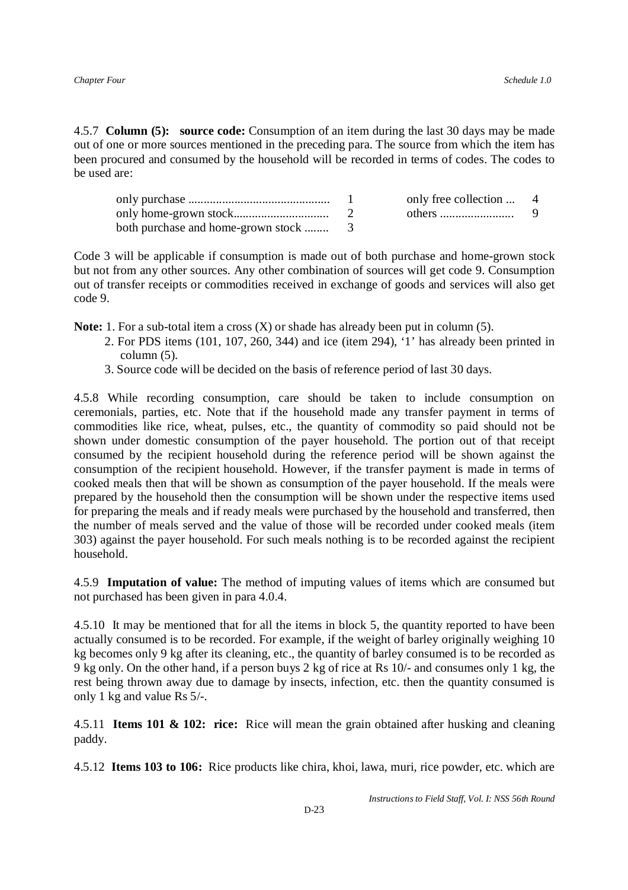4.5.7 **Column (5): source code:** Consumption of an item during the last 30 days may be made out of one or more sources mentioned in the preceding para. The source from which the item has been procured and consumed by the household will be recorded in terms of codes. The codes to be used are:

| | | | |
|---|---|---|---|
| only purchase ............................................. | 1 | only free collection ... | 4 |
| only home-grown stock.............................. | 2 | others ........................ | 9 |
| both purchase and home-grown stock ........ | 3 | | |

Code 3 will be applicable if consumption is made out of both purchase and home-grown stock but not from any other sources. Any other combination of sources will get code 9. Consumption out of transfer receipts or commodities received in exchange of goods and services will also get code 9.

**Note:** 1. For a sub-total item a cross (X) or shade has already been put in column (5).

2. For PDS items (101, 107, 260, 344) and ice (item 294), '1' has already been printed in column (5).

3. Source code will be decided on the basis of reference period of last 30 days.

4.5.8 While recording consumption, care should be taken to include consumption on ceremonials, parties, etc. Note that if the household made any transfer payment in terms of commodities like rice, wheat, pulses, etc., the quantity of commodity so paid should not be shown under domestic consumption of the payer household. The portion out of that receipt consumed by the recipient household during the reference period will be shown against the consumption of the recipient household. However, if the transfer payment is made in terms of cooked meals then that will be shown as consumption of the payer household. If the meals were prepared by the household then the consumption will be shown under the respective items used for preparing the meals and if ready meals were purchased by the household and transferred, then the number of meals served and the value of those will be recorded under cooked meals (item 303) against the payer household. For such meals nothing is to be recorded against the recipient household.

4.5.9 **Imputation of value:** The method of imputing values of items which are consumed but not purchased has been given in para 4.0.4.

4.5.10 It may be mentioned that for all the items in block 5, the quantity reported to have been actually consumed is to be recorded. For example, if the weight of barley originally weighing 10 kg becomes only 9 kg after its cleaning, etc., the quantity of barley consumed is to be recorded as 9 kg only. On the other hand, if a person buys 2 kg of rice at Rs 10/- and consumes only 1 kg, the rest being thrown away due to damage by insects, infection, etc. then the quantity consumed is only 1 kg and value Rs 5/-.

4.5.11 **Items 101 & 102: rice:** Rice will mean the grain obtained after husking and cleaning paddy.

4.5.12 **Items 103 to 106:** Rice products like chira, khoi, lawa, muri, rice powder, etc. which are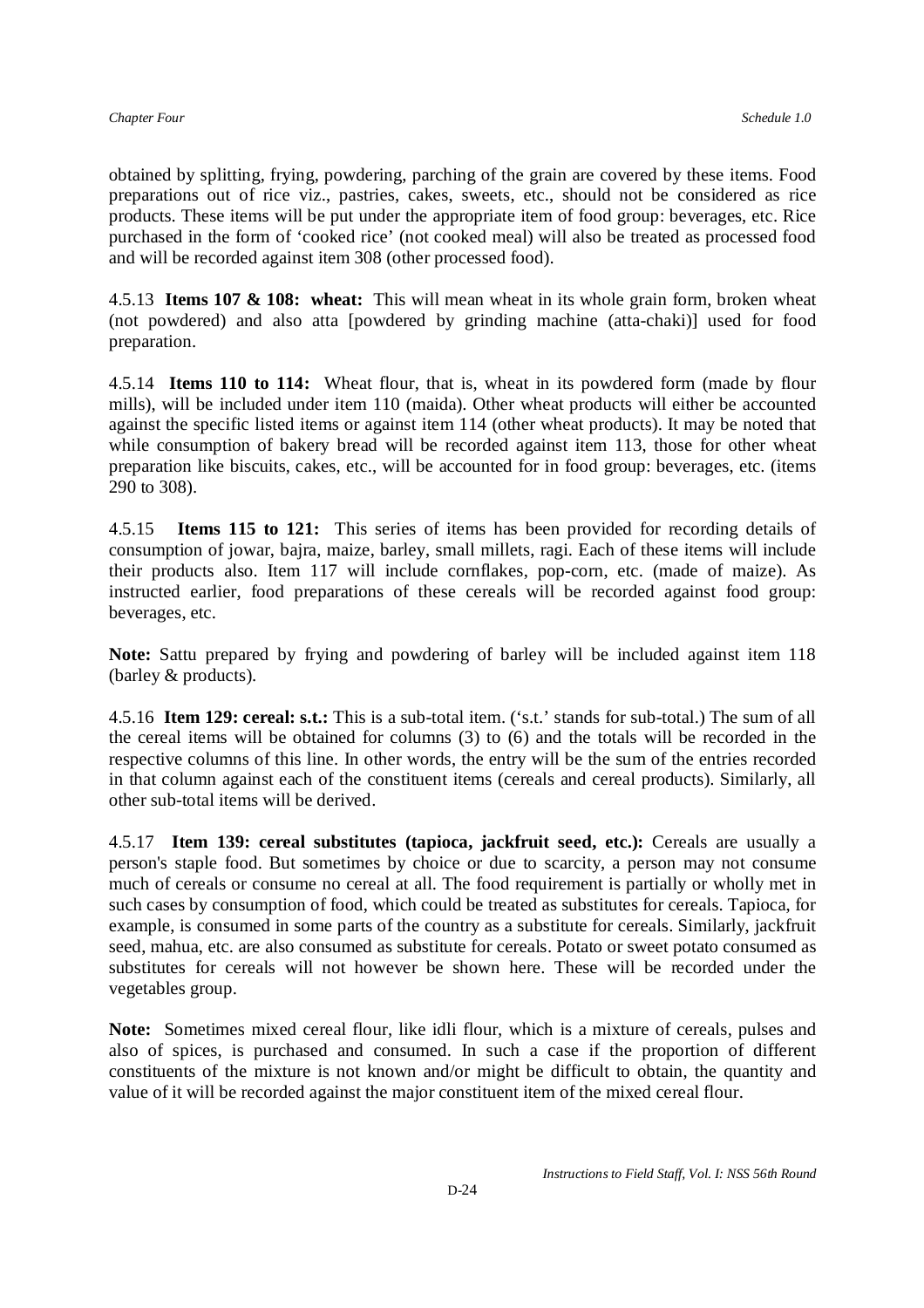obtained by splitting, frying, powdering, parching of the grain are covered by these items. Food preparations out of rice viz., pastries, cakes, sweets, etc., should not be considered as rice products. These items will be put under the appropriate item of food group: beverages, etc. Rice purchased in the form of 'cooked rice' (not cooked meal) will also be treated as processed food and will be recorded against item 308 (other processed food).

4.5.13 **Items 107 & 108: wheat:** This will mean wheat in its whole grain form, broken wheat (not powdered) and also atta [powdered by grinding machine (atta-chaki)] used for food preparation.

4.5.14 **Items 110 to 114:** Wheat flour, that is, wheat in its powdered form (made by flour mills), will be included under item 110 (maida). Other wheat products will either be accounted against the specific listed items or against item 114 (other wheat products). It may be noted that while consumption of bakery bread will be recorded against item 113, those for other wheat preparation like biscuits, cakes, etc., will be accounted for in food group: beverages, etc. (items 290 to 308).

4.5.15 **Items 115 to 121:** This series of items has been provided for recording details of consumption of jowar, bajra, maize, barley, small millets, ragi. Each of these items will include their products also. Item 117 will include cornflakes, pop-corn, etc. (made of maize). As instructed earlier, food preparations of these cereals will be recorded against food group: beverages, etc.

**Note:** Sattu prepared by frying and powdering of barley will be included against item 118 (barley & products).

4.5.16 **Item 129: cereal: s.t.:** This is a sub-total item. ('s.t.' stands for sub-total.) The sum of all the cereal items will be obtained for columns (3) to (6) and the totals will be recorded in the respective columns of this line. In other words, the entry will be the sum of the entries recorded in that column against each of the constituent items (cereals and cereal products). Similarly, all other sub-total items will be derived.

4.5.17 **Item 139: cereal substitutes (tapioca, jackfruit seed, etc.):** Cereals are usually a person's staple food. But sometimes by choice or due to scarcity, a person may not consume much of cereals or consume no cereal at all. The food requirement is partially or wholly met in such cases by consumption of food, which could be treated as substitutes for cereals. Tapioca, for example, is consumed in some parts of the country as a substitute for cereals. Similarly, jackfruit seed, mahua, etc. are also consumed as substitute for cereals. Potato or sweet potato consumed as substitutes for cereals will not however be shown here. These will be recorded under the vegetables group.

**Note:** Sometimes mixed cereal flour, like idli flour, which is a mixture of cereals, pulses and also of spices, is purchased and consumed. In such a case if the proportion of different constituents of the mixture is not known and/or might be difficult to obtain, the quantity and value of it will be recorded against the major constituent item of the mixed cereal flour.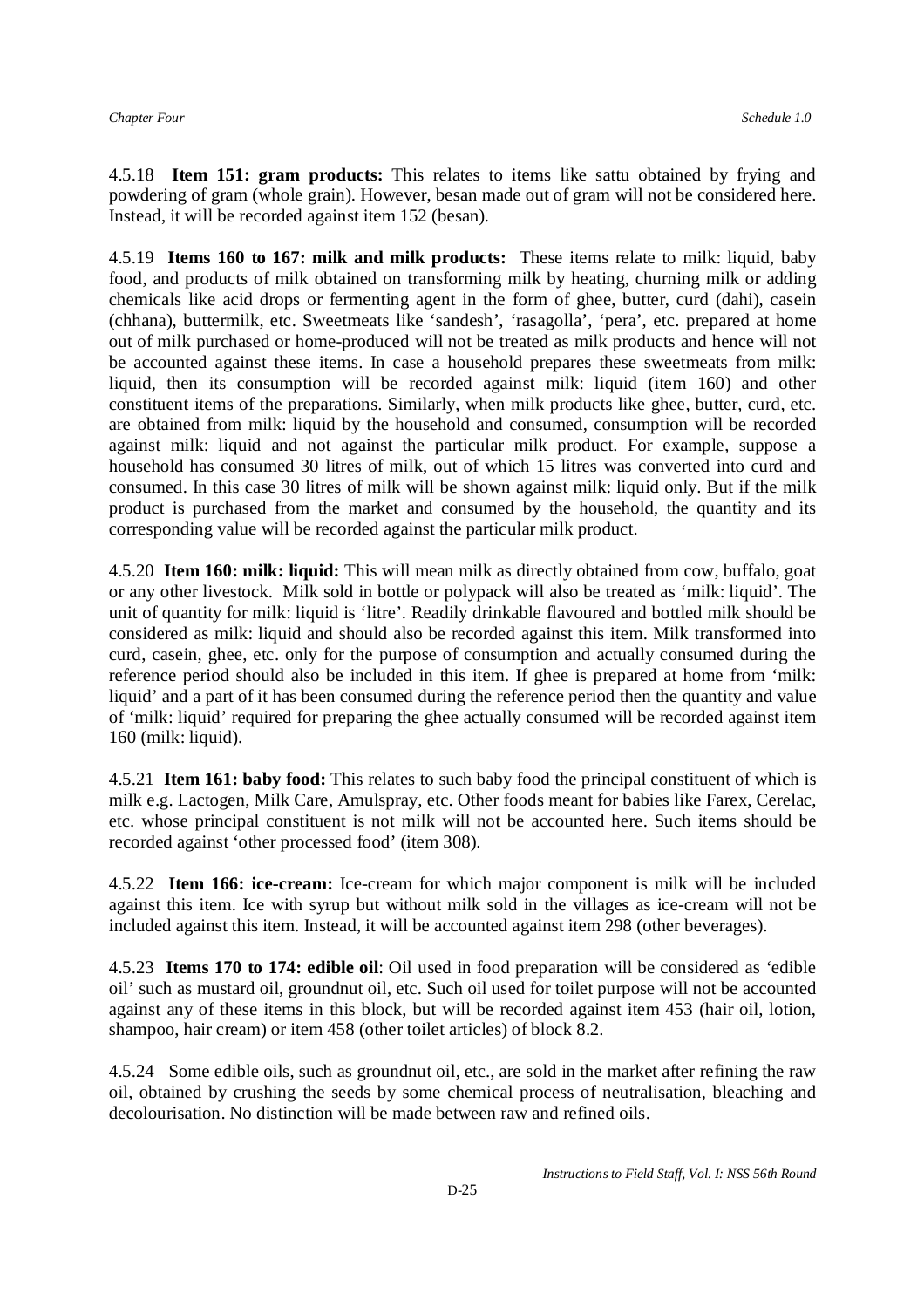4.5.18 **Item 151: gram products:** This relates to items like sattu obtained by frying and powdering of gram (whole grain). However, besan made out of gram will not be considered here. Instead, it will be recorded against item 152 (besan).

4.5.19 **Items 160 to 167: milk and milk products:** These items relate to milk: liquid, baby food, and products of milk obtained on transforming milk by heating, churning milk or adding chemicals like acid drops or fermenting agent in the form of ghee, butter, curd (dahi), casein (chhana), buttermilk, etc. Sweetmeats like 'sandesh', 'rasagolla', 'pera', etc. prepared at home out of milk purchased or home-produced will not be treated as milk products and hence will not be accounted against these items. In case a household prepares these sweetmeats from milk: liquid, then its consumption will be recorded against milk: liquid (item 160) and other constituent items of the preparations. Similarly, when milk products like ghee, butter, curd, etc. are obtained from milk: liquid by the household and consumed, consumption will be recorded against milk: liquid and not against the particular milk product. For example, suppose a household has consumed 30 litres of milk, out of which 15 litres was converted into curd and consumed. In this case 30 litres of milk will be shown against milk: liquid only. But if the milk product is purchased from the market and consumed by the household, the quantity and its corresponding value will be recorded against the particular milk product.

4.5.20 **Item 160: milk: liquid:** This will mean milk as directly obtained from cow, buffalo, goat or any other livestock. Milk sold in bottle or polypack will also be treated as 'milk: liquid'. The unit of quantity for milk: liquid is 'litre'. Readily drinkable flavoured and bottled milk should be considered as milk: liquid and should also be recorded against this item. Milk transformed into curd, casein, ghee, etc. only for the purpose of consumption and actually consumed during the reference period should also be included in this item. If ghee is prepared at home from 'milk: liquid' and a part of it has been consumed during the reference period then the quantity and value of 'milk: liquid' required for preparing the ghee actually consumed will be recorded against item 160 (milk: liquid).

4.5.21 **Item 161: baby food:** This relates to such baby food the principal constituent of which is milk e.g. Lactogen, Milk Care, Amulspray, etc. Other foods meant for babies like Farex, Cerelac, etc. whose principal constituent is not milk will not be accounted here. Such items should be recorded against 'other processed food' (item 308).

4.5.22 **Item 166: ice-cream:** Ice-cream for which major component is milk will be included against this item. Ice with syrup but without milk sold in the villages as ice-cream will not be included against this item. Instead, it will be accounted against item 298 (other beverages).

4.5.23 **Items 170 to 174: edible oil**: Oil used in food preparation will be considered as 'edible oil' such as mustard oil, groundnut oil, etc. Such oil used for toilet purpose will not be accounted against any of these items in this block, but will be recorded against item 453 (hair oil, lotion, shampoo, hair cream) or item 458 (other toilet articles) of block 8.2.

4.5.24 Some edible oils, such as groundnut oil, etc., are sold in the market after refining the raw oil, obtained by crushing the seeds by some chemical process of neutralisation, bleaching and decolourisation. No distinction will be made between raw and refined oils.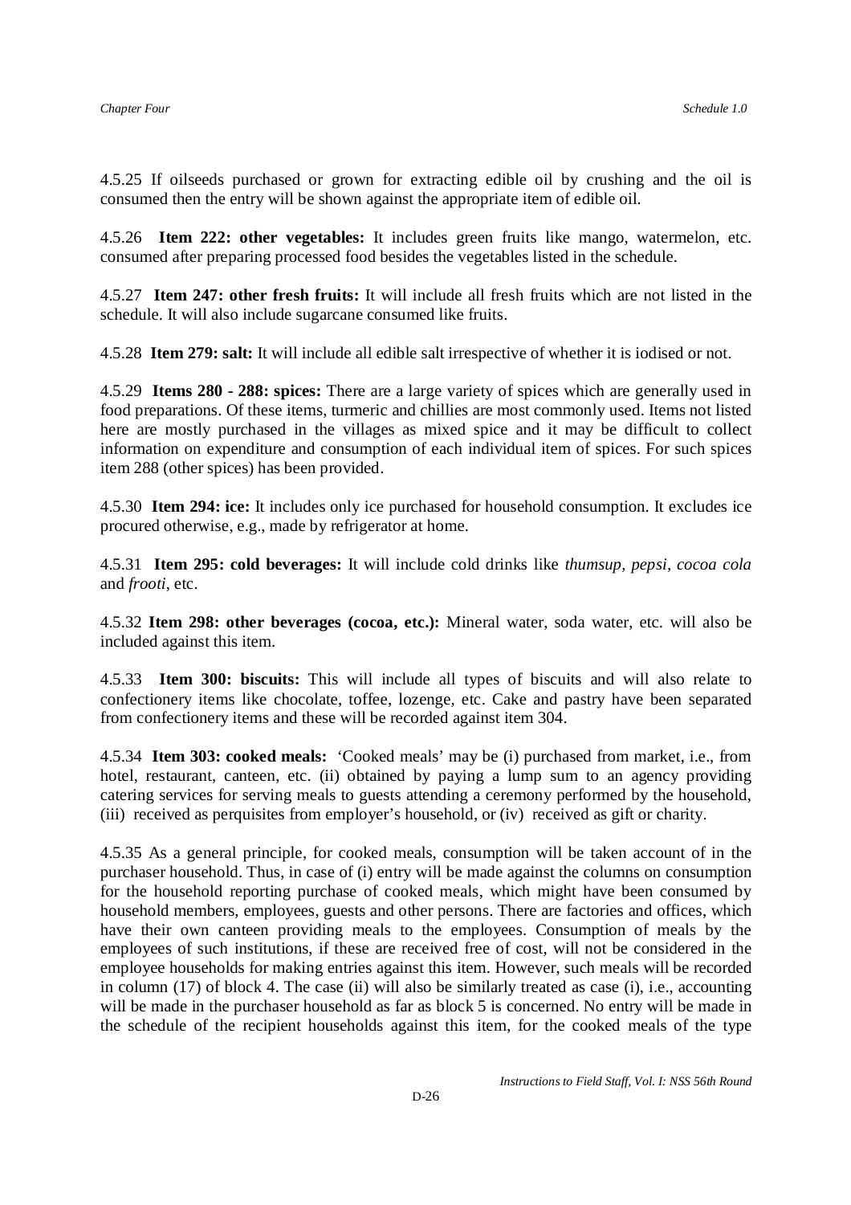4.5.25 If oilseeds purchased or grown for extracting edible oil by crushing and the oil is consumed then the entry will be shown against the appropriate item of edible oil.

4.5.26 **Item 222: other vegetables:** It includes green fruits like mango, watermelon, etc. consumed after preparing processed food besides the vegetables listed in the schedule.

4.5.27 **Item 247: other fresh fruits:** It will include all fresh fruits which are not listed in the schedule. It will also include sugarcane consumed like fruits.

4.5.28 **Item 279: salt:** It will include all edible salt irrespective of whether it is iodised or not.

4.5.29 **Items 280 - 288: spices:** There are a large variety of spices which are generally used in food preparations. Of these items, turmeric and chillies are most commonly used. Items not listed here are mostly purchased in the villages as mixed spice and it may be difficult to collect information on expenditure and consumption of each individual item of spices. For such spices item 288 (other spices) has been provided.

4.5.30 **Item 294: ice:** It includes only ice purchased for household consumption. It excludes ice procured otherwise, e.g., made by refrigerator at home.

4.5.31 **Item 295: cold beverages:** It will include cold drinks like *thumsup*, *pepsi*, *cocoa cola* and *frooti*, etc.

4.5.32 **Item 298: other beverages (cocoa, etc.):** Mineral water, soda water, etc. will also be included against this item.

4.5.33 **Item 300: biscuits:** This will include all types of biscuits and will also relate to confectionery items like chocolate, toffee, lozenge, etc. Cake and pastry have been separated from confectionery items and these will be recorded against item 304.

4.5.34 **Item 303: cooked meals:** 'Cooked meals' may be (i) purchased from market, i.e., from hotel, restaurant, canteen, etc. (ii) obtained by paying a lump sum to an agency providing catering services for serving meals to guests attending a ceremony performed by the household, (iii) received as perquisites from employer's household, or (iv) received as gift or charity.

4.5.35 As a general principle, for cooked meals, consumption will be taken account of in the purchaser household. Thus, in case of (i) entry will be made against the columns on consumption for the household reporting purchase of cooked meals, which might have been consumed by household members, employees, guests and other persons. There are factories and offices, which have their own canteen providing meals to the employees. Consumption of meals by the employees of such institutions, if these are received free of cost, will not be considered in the employee households for making entries against this item. However, such meals will be recorded in column (17) of block 4. The case (ii) will also be similarly treated as case (i), i.e., accounting will be made in the purchaser household as far as block 5 is concerned. No entry will be made in the schedule of the recipient households against this item, for the cooked meals of the type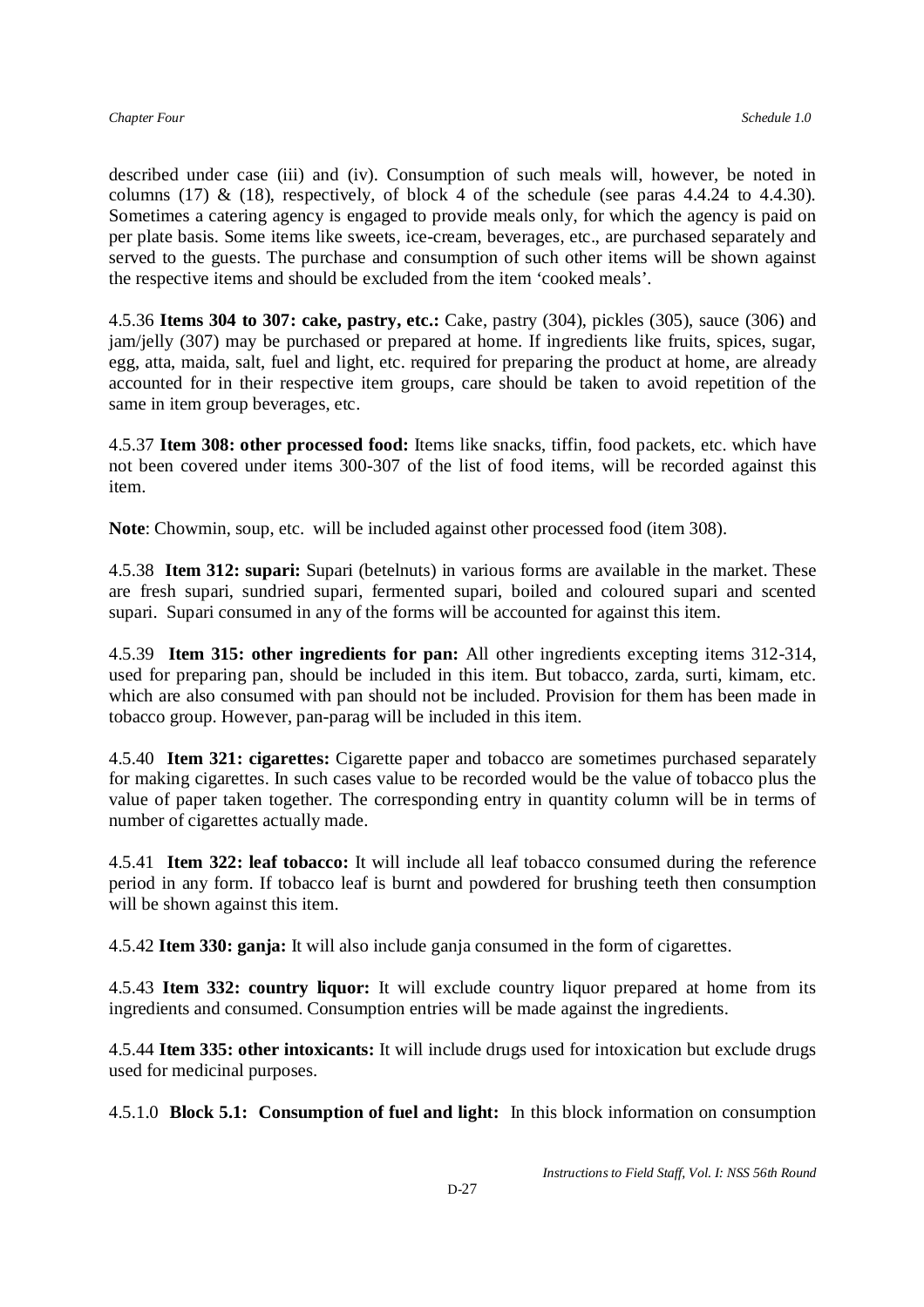described under case (iii) and (iv). Consumption of such meals will, however, be noted in columns (17) & (18), respectively, of block 4 of the schedule (see paras 4.4.24 to 4.4.30). Sometimes a catering agency is engaged to provide meals only, for which the agency is paid on per plate basis. Some items like sweets, ice-cream, beverages, etc., are purchased separately and served to the guests. The purchase and consumption of such other items will be shown against the respective items and should be excluded from the item 'cooked meals'.

4.5.36 **Items 304 to 307: cake, pastry, etc.:** Cake, pastry (304), pickles (305), sauce (306) and jam/jelly (307) may be purchased or prepared at home. If ingredients like fruits, spices, sugar, egg, atta, maida, salt, fuel and light, etc. required for preparing the product at home, are already accounted for in their respective item groups, care should be taken to avoid repetition of the same in item group beverages, etc.

4.5.37 **Item 308: other processed food:** Items like snacks, tiffin, food packets, etc. which have not been covered under items 300-307 of the list of food items, will be recorded against this item.

**Note**: Chowmin, soup, etc. will be included against other processed food (item 308).

4.5.38 **Item 312: supari:** Supari (betelnuts) in various forms are available in the market. These are fresh supari, sundried supari, fermented supari, boiled and coloured supari and scented supari. Supari consumed in any of the forms will be accounted for against this item.

4.5.39 **Item 315: other ingredients for pan:** All other ingredients excepting items 312-314, used for preparing pan, should be included in this item. But tobacco, zarda, surti, kimam, etc. which are also consumed with pan should not be included. Provision for them has been made in tobacco group. However, pan-parag will be included in this item.

4.5.40 **Item 321: cigarettes:** Cigarette paper and tobacco are sometimes purchased separately for making cigarettes. In such cases value to be recorded would be the value of tobacco plus the value of paper taken together. The corresponding entry in quantity column will be in terms of number of cigarettes actually made.

4.5.41 **Item 322: leaf tobacco:** It will include all leaf tobacco consumed during the reference period in any form. If tobacco leaf is burnt and powdered for brushing teeth then consumption will be shown against this item.

4.5.42 **Item 330: ganja:** It will also include ganja consumed in the form of cigarettes.

4.5.43 **Item 332: country liquor:** It will exclude country liquor prepared at home from its ingredients and consumed. Consumption entries will be made against the ingredients.

4.5.44 **Item 335: other intoxicants:** It will include drugs used for intoxication but exclude drugs used for medicinal purposes.

4.5.1.0 **Block 5.1: Consumption of fuel and light:** In this block information on consumption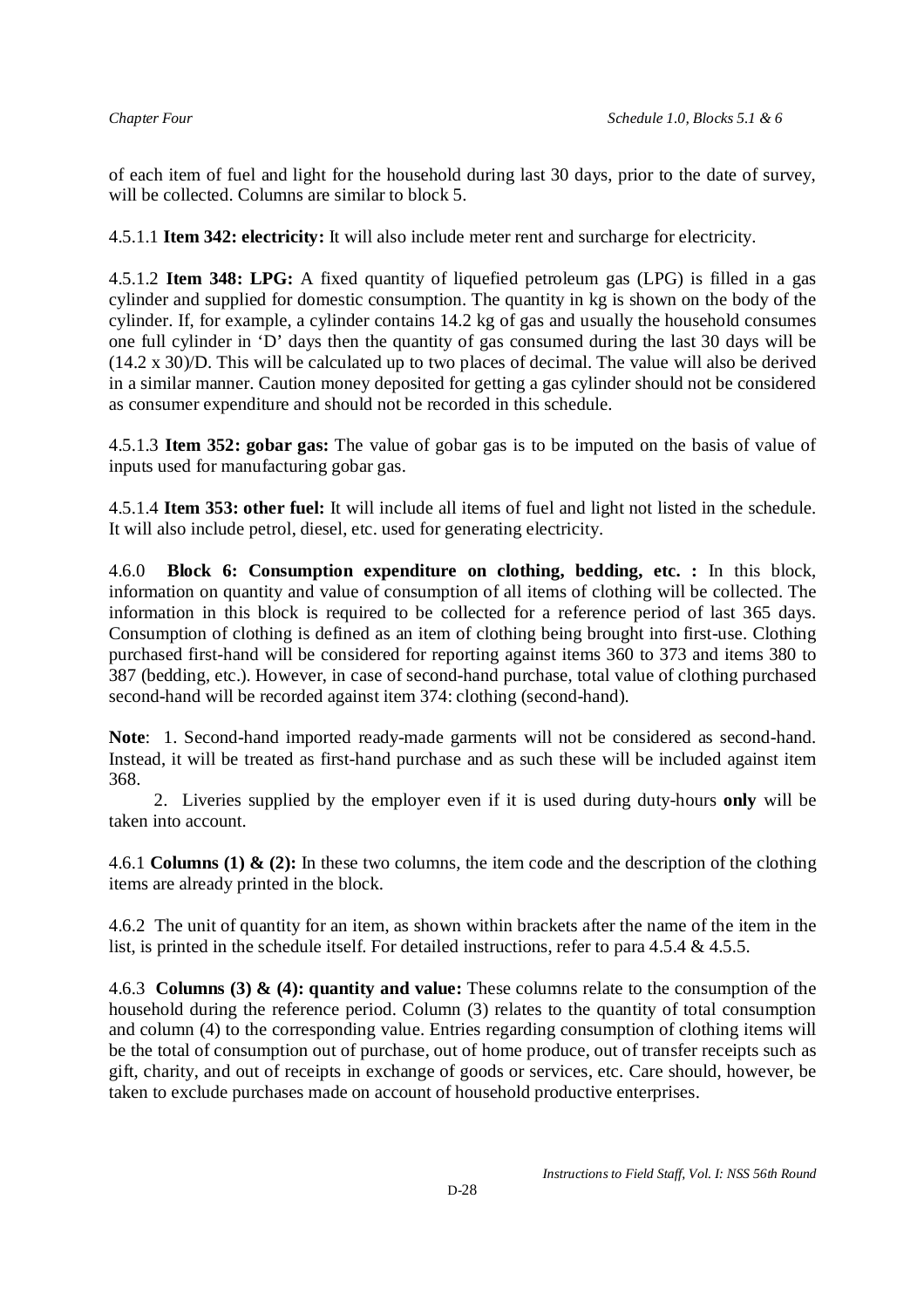of each item of fuel and light for the household during last 30 days, prior to the date of survey, will be collected. Columns are similar to block 5.

4.5.1.1 **Item 342: electricity:** It will also include meter rent and surcharge for electricity.

4.5.1.2 **Item 348: LPG:** A fixed quantity of liquefied petroleum gas (LPG) is filled in a gas cylinder and supplied for domestic consumption. The quantity in kg is shown on the body of the cylinder. If, for example, a cylinder contains 14.2 kg of gas and usually the household consumes one full cylinder in 'D' days then the quantity of gas consumed during the last 30 days will be (14.2 x 30)/D. This will be calculated up to two places of decimal. The value will also be derived in a similar manner. Caution money deposited for getting a gas cylinder should not be considered as consumer expenditure and should not be recorded in this schedule.

4.5.1.3 **Item 352: gobar gas:** The value of gobar gas is to be imputed on the basis of value of inputs used for manufacturing gobar gas.

4.5.1.4 **Item 353: other fuel:** It will include all items of fuel and light not listed in the schedule. It will also include petrol, diesel, etc. used for generating electricity.

4.6.0 **Block 6: Consumption expenditure on clothing, bedding, etc. :** In this block, information on quantity and value of consumption of all items of clothing will be collected. The information in this block is required to be collected for a reference period of last 365 days. Consumption of clothing is defined as an item of clothing being brought into first-use. Clothing purchased first-hand will be considered for reporting against items 360 to 373 and items 380 to 387 (bedding, etc.). However, in case of second-hand purchase, total value of clothing purchased second-hand will be recorded against item 374: clothing (second-hand).

**Note**: 1. Second-hand imported ready-made garments will not be considered as second-hand. Instead, it will be treated as first-hand purchase and as such these will be included against item 368.

2. Liveries supplied by the employer even if it is used during duty-hours **only** will be taken into account.

4.6.1 **Columns (1) & (2):** In these two columns, the item code and the description of the clothing items are already printed in the block.

4.6.2 The unit of quantity for an item, as shown within brackets after the name of the item in the list, is printed in the schedule itself. For detailed instructions, refer to para 4.5.4 & 4.5.5.

4.6.3 **Columns (3) & (4): quantity and value:** These columns relate to the consumption of the household during the reference period. Column (3) relates to the quantity of total consumption and column (4) to the corresponding value. Entries regarding consumption of clothing items will be the total of consumption out of purchase, out of home produce, out of transfer receipts such as gift, charity, and out of receipts in exchange of goods or services, etc. Care should, however, be taken to exclude purchases made on account of household productive enterprises.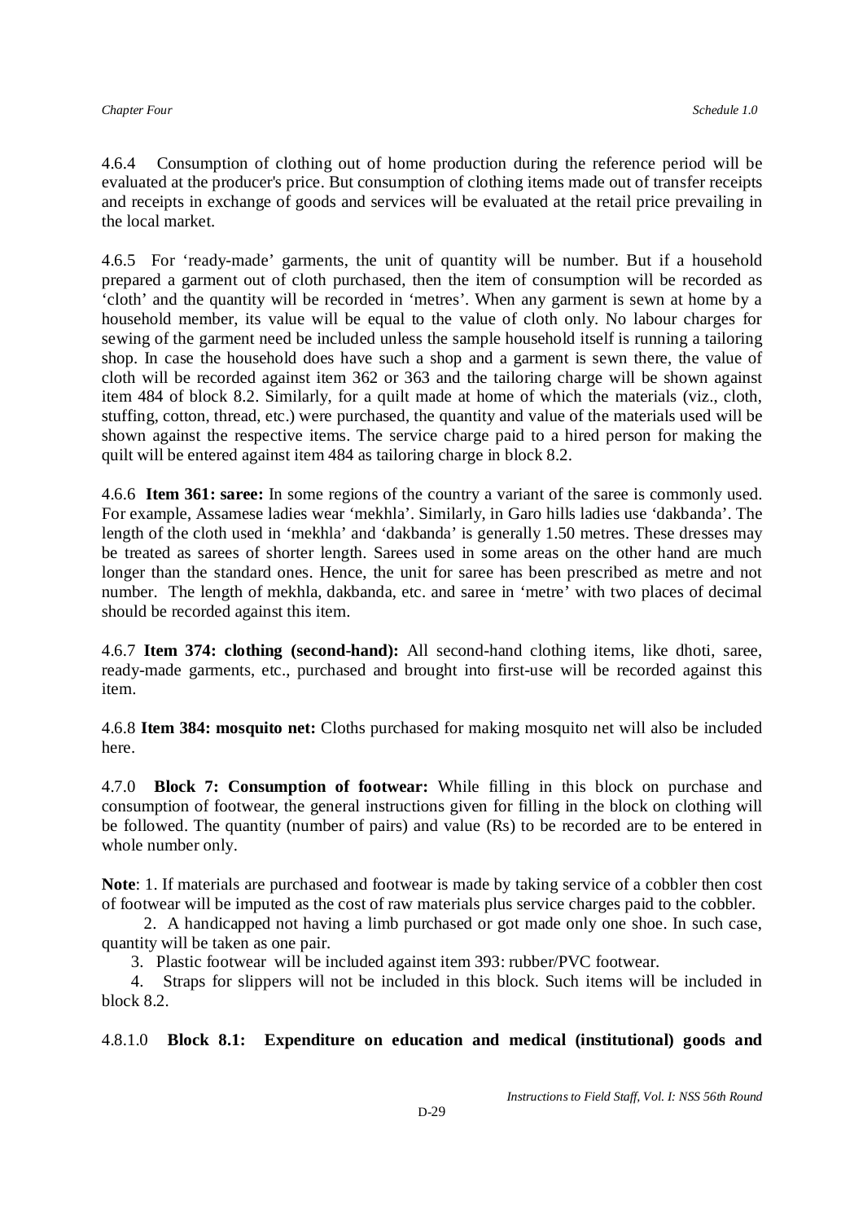4.6.4 Consumption of clothing out of home production during the reference period will be evaluated at the producer's price. But consumption of clothing items made out of transfer receipts and receipts in exchange of goods and services will be evaluated at the retail price prevailing in the local market.

4.6.5 For 'ready-made' garments, the unit of quantity will be number. But if a household prepared a garment out of cloth purchased, then the item of consumption will be recorded as 'cloth' and the quantity will be recorded in 'metres'. When any garment is sewn at home by a household member, its value will be equal to the value of cloth only. No labour charges for sewing of the garment need be included unless the sample household itself is running a tailoring shop. In case the household does have such a shop and a garment is sewn there, the value of cloth will be recorded against item 362 or 363 and the tailoring charge will be shown against item 484 of block 8.2. Similarly, for a quilt made at home of which the materials (viz., cloth, stuffing, cotton, thread, etc.) were purchased, the quantity and value of the materials used will be shown against the respective items. The service charge paid to a hired person for making the quilt will be entered against item 484 as tailoring charge in block 8.2.

4.6.6 **Item 361: saree:** In some regions of the country a variant of the saree is commonly used. For example, Assamese ladies wear 'mekhla'. Similarly, in Garo hills ladies use 'dakbanda'. The length of the cloth used in 'mekhla' and 'dakbanda' is generally 1.50 metres. These dresses may be treated as sarees of shorter length. Sarees used in some areas on the other hand are much longer than the standard ones. Hence, the unit for saree has been prescribed as metre and not number. The length of mekhla, dakbanda, etc. and saree in 'metre' with two places of decimal should be recorded against this item.

4.6.7 **Item 374: clothing (second-hand):** All second-hand clothing items, like dhoti, saree, ready-made garments, etc., purchased and brought into first-use will be recorded against this item.

4.6.8 **Item 384: mosquito net:** Cloths purchased for making mosquito net will also be included here.

4.7.0 **Block 7: Consumption of footwear:** While filling in this block on purchase and consumption of footwear, the general instructions given for filling in the block on clothing will be followed. The quantity (number of pairs) and value (Rs) to be recorded are to be entered in whole number only.

**Note**: 1. If materials are purchased and footwear is made by taking service of a cobbler then cost of footwear will be imputed as the cost of raw materials plus service charges paid to the cobbler.

2. A handicapped not having a limb purchased or got made only one shoe. In such case, quantity will be taken as one pair.

3. Plastic footwear will be included against item 393: rubber/PVC footwear.

4. Straps for slippers will not be included in this block. Such items will be included in block 8.2.

4.8.1.0 **Block 8.1: Expenditure on education and medical (institutional) goods and**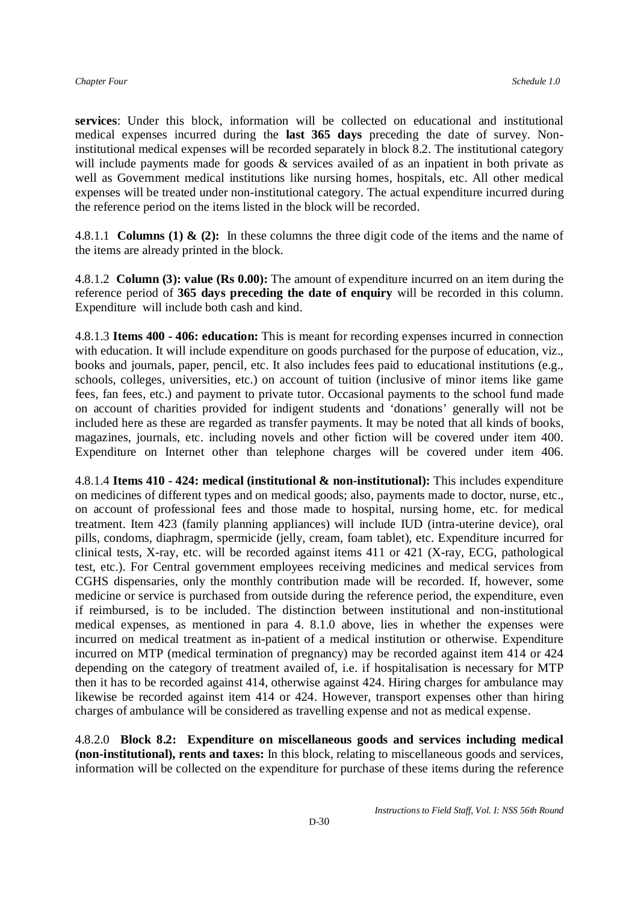**services**: Under this block, information will be collected on educational and institutional medical expenses incurred during the **last 365 days** preceding the date of survey. Non-institutional medical expenses will be recorded separately in block 8.2. The institutional category will include payments made for goods & services availed of as an inpatient in both private as well as Government medical institutions like nursing homes, hospitals, etc. All other medical expenses will be treated under non-institutional category. The actual expenditure incurred during the reference period on the items listed in the block will be recorded.

4.8.1.1 **Columns (1) & (2):** In these columns the three digit code of the items and the name of the items are already printed in the block.

4.8.1.2 **Column (3): value (Rs 0.00):** The amount of expenditure incurred on an item during the reference period of **365 days preceding the date of enquiry** will be recorded in this column. Expenditure will include both cash and kind.

4.8.1.3 **Items 400 - 406: education:** This is meant for recording expenses incurred in connection with education. It will include expenditure on goods purchased for the purpose of education, viz., books and journals, paper, pencil, etc. It also includes fees paid to educational institutions (e.g., schools, colleges, universities, etc.) on account of tuition (inclusive of minor items like game fees, fan fees, etc.) and payment to private tutor. Occasional payments to the school fund made on account of charities provided for indigent students and 'donations' generally will not be included here as these are regarded as transfer payments. It may be noted that all kinds of books, magazines, journals, etc. including novels and other fiction will be covered under item 400. Expenditure on Internet other than telephone charges will be covered under item 406.

4.8.1.4 **Items 410 - 424: medical (institutional & non-institutional):** This includes expenditure on medicines of different types and on medical goods; also, payments made to doctor, nurse, etc., on account of professional fees and those made to hospital, nursing home, etc. for medical treatment. Item 423 (family planning appliances) will include IUD (intra-uterine device), oral pills, condoms, diaphragm, spermicide (jelly, cream, foam tablet), etc. Expenditure incurred for clinical tests, X-ray, etc. will be recorded against items 411 or 421 (X-ray, ECG, pathological test, etc.). For Central government employees receiving medicines and medical services from CGHS dispensaries, only the monthly contribution made will be recorded. If, however, some medicine or service is purchased from outside during the reference period, the expenditure, even if reimbursed, is to be included. The distinction between institutional and non-institutional medical expenses, as mentioned in para 4. 8.1.0 above, lies in whether the expenses were incurred on medical treatment as in-patient of a medical institution or otherwise. Expenditure incurred on MTP (medical termination of pregnancy) may be recorded against item 414 or 424 depending on the category of treatment availed of, i.e. if hospitalisation is necessary for MTP then it has to be recorded against 414, otherwise against 424. Hiring charges for ambulance may likewise be recorded against item 414 or 424. However, transport expenses other than hiring charges of ambulance will be considered as travelling expense and not as medical expense.

4.8.2.0 **Block 8.2: Expenditure on miscellaneous goods and services including medical (non-institutional), rents and taxes:** In this block, relating to miscellaneous goods and services, information will be collected on the expenditure for purchase of these items during the reference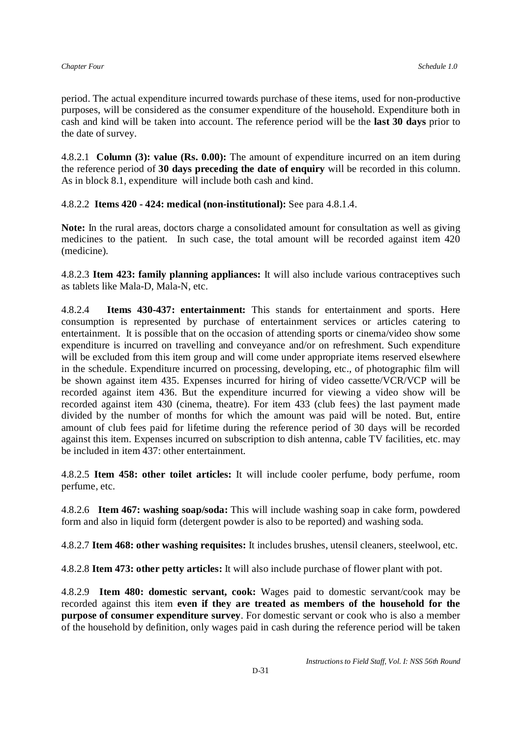period. The actual expenditure incurred towards purchase of these items, used for non-productive purposes, will be considered as the consumer expenditure of the household. Expenditure both in cash and kind will be taken into account. The reference period will be the **last 30 days** prior to the date of survey.

4.8.2.1 **Column (3): value (Rs. 0.00):** The amount of expenditure incurred on an item during the reference period of **30 days preceding the date of enquiry** will be recorded in this column. As in block 8.1, expenditure will include both cash and kind.

4.8.2.2 **Items 420 - 424: medical (non-institutional):** See para 4.8.1.4.

**Note:** In the rural areas, doctors charge a consolidated amount for consultation as well as giving medicines to the patient. In such case, the total amount will be recorded against item 420 (medicine).

4.8.2.3 **Item 423: family planning appliances:** It will also include various contraceptives such as tablets like Mala-D, Mala-N, etc.

4.8.2.4 **Items 430-437: entertainment:** This stands for entertainment and sports. Here consumption is represented by purchase of entertainment services or articles catering to entertainment. It is possible that on the occasion of attending sports or cinema/video show some expenditure is incurred on travelling and conveyance and/or on refreshment. Such expenditure will be excluded from this item group and will come under appropriate items reserved elsewhere in the schedule. Expenditure incurred on processing, developing, etc., of photographic film will be shown against item 435. Expenses incurred for hiring of video cassette/VCR/VCP will be recorded against item 436. But the expenditure incurred for viewing a video show will be recorded against item 430 (cinema, theatre). For item 433 (club fees) the last payment made divided by the number of months for which the amount was paid will be noted. But, entire amount of club fees paid for lifetime during the reference period of 30 days will be recorded against this item. Expenses incurred on subscription to dish antenna, cable TV facilities, etc. may be included in item 437: other entertainment.

4.8.2.5 **Item 458: other toilet articles:** It will include cooler perfume, body perfume, room perfume, etc.

4.8.2.6 **Item 467: washing soap/soda:** This will include washing soap in cake form, powdered form and also in liquid form (detergent powder is also to be reported) and washing soda.

4.8.2.7 **Item 468: other washing requisites:** It includes brushes, utensil cleaners, steelwool, etc.

4.8.2.8 **Item 473: other petty articles:** It will also include purchase of flower plant with pot.

4.8.2.9 **Item 480: domestic servant, cook:** Wages paid to domestic servant/cook may be recorded against this item **even if they are treated as members of the household for the purpose of consumer expenditure survey**. For domestic servant or cook who is also a member of the household by definition, only wages paid in cash during the reference period will be taken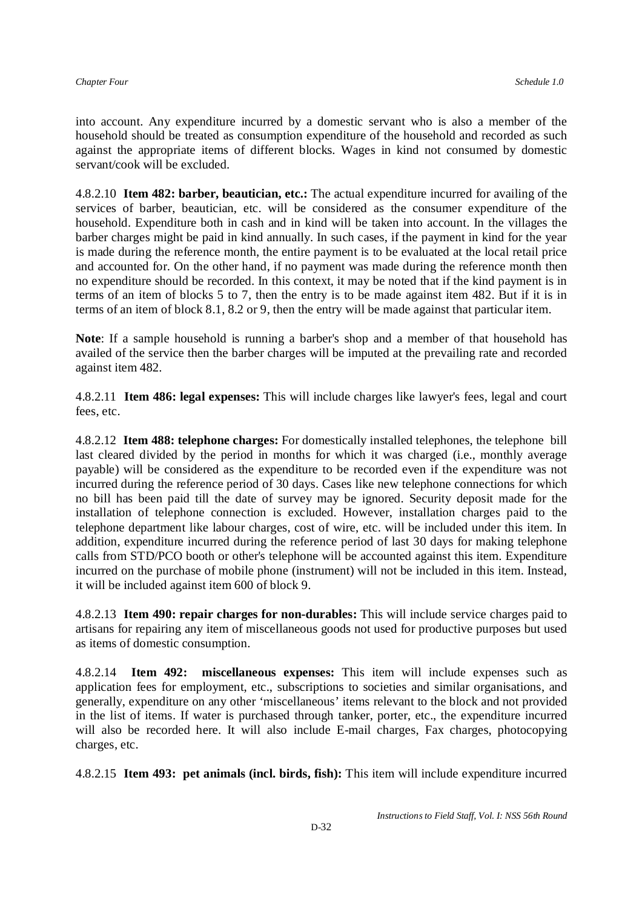into account. Any expenditure incurred by a domestic servant who is also a member of the household should be treated as consumption expenditure of the household and recorded as such against the appropriate items of different blocks. Wages in kind not consumed by domestic servant/cook will be excluded.

4.8.2.10 **Item 482: barber, beautician, etc.:** The actual expenditure incurred for availing of the services of barber, beautician, etc. will be considered as the consumer expenditure of the household. Expenditure both in cash and in kind will be taken into account. In the villages the barber charges might be paid in kind annually. In such cases, if the payment in kind for the year is made during the reference month, the entire payment is to be evaluated at the local retail price and accounted for. On the other hand, if no payment was made during the reference month then no expenditure should be recorded. In this context, it may be noted that if the kind payment is in terms of an item of blocks 5 to 7, then the entry is to be made against item 482. But if it is in terms of an item of block 8.1, 8.2 or 9, then the entry will be made against that particular item.

**Note**: If a sample household is running a barber's shop and a member of that household has availed of the service then the barber charges will be imputed at the prevailing rate and recorded against item 482.

4.8.2.11 **Item 486: legal expenses:** This will include charges like lawyer's fees, legal and court fees, etc.

4.8.2.12 **Item 488: telephone charges:** For domestically installed telephones, the telephone bill last cleared divided by the period in months for which it was charged (i.e., monthly average payable) will be considered as the expenditure to be recorded even if the expenditure was not incurred during the reference period of 30 days. Cases like new telephone connections for which no bill has been paid till the date of survey may be ignored. Security deposit made for the installation of telephone connection is excluded. However, installation charges paid to the telephone department like labour charges, cost of wire, etc. will be included under this item. In addition, expenditure incurred during the reference period of last 30 days for making telephone calls from STD/PCO booth or other's telephone will be accounted against this item. Expenditure incurred on the purchase of mobile phone (instrument) will not be included in this item. Instead, it will be included against item 600 of block 9.

4.8.2.13 **Item 490: repair charges for non-durables:** This will include service charges paid to artisans for repairing any item of miscellaneous goods not used for productive purposes but used as items of domestic consumption.

4.8.2.14 **Item 492: miscellaneous expenses:** This item will include expenses such as application fees for employment, etc., subscriptions to societies and similar organisations, and generally, expenditure on any other 'miscellaneous' items relevant to the block and not provided in the list of items. If water is purchased through tanker, porter, etc., the expenditure incurred will also be recorded here. It will also include E-mail charges, Fax charges, photocopying charges, etc.

4.8.2.15 **Item 493: pet animals (incl. birds, fish):** This item will include expenditure incurred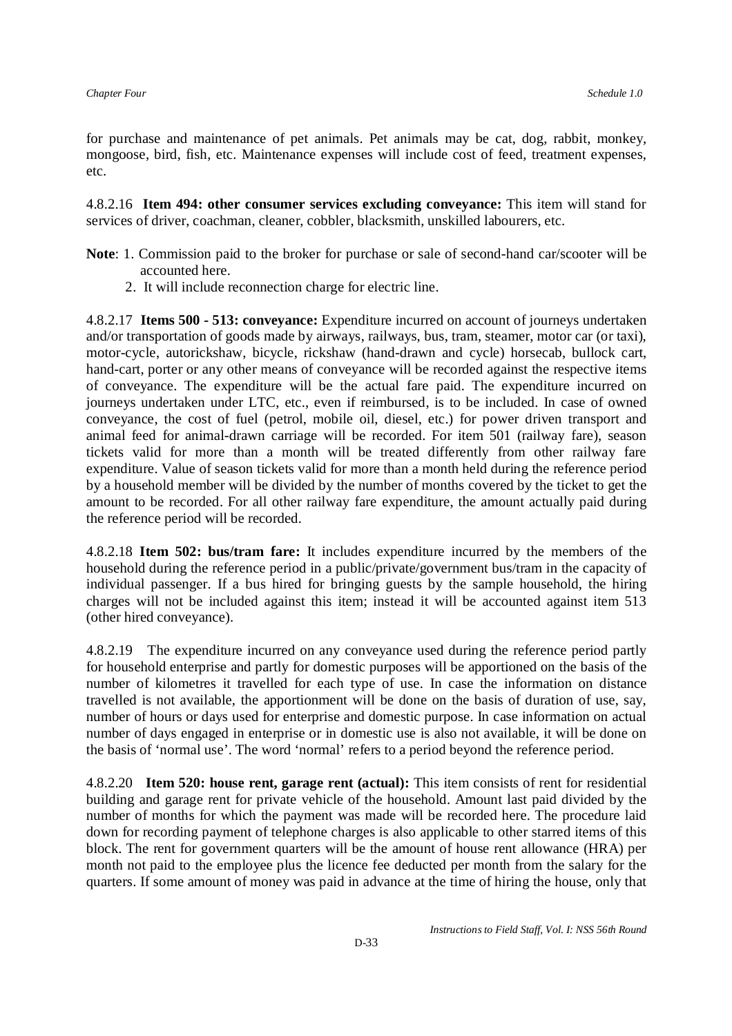for purchase and maintenance of pet animals. Pet animals may be cat, dog, rabbit, monkey, mongoose, bird, fish, etc. Maintenance expenses will include cost of feed, treatment expenses, etc.

4.8.2.16 **Item 494: other consumer services excluding conveyance:** This item will stand for services of driver, coachman, cleaner, cobbler, blacksmith, unskilled labourers, etc.

**Note**: 1. Commission paid to the broker for purchase or sale of second-hand car/scooter will be accounted here.

2. It will include reconnection charge for electric line.

4.8.2.17 **Items 500 - 513: conveyance:** Expenditure incurred on account of journeys undertaken and/or transportation of goods made by airways, railways, bus, tram, steamer, motor car (or taxi), motor-cycle, autorickshaw, bicycle, rickshaw (hand-drawn and cycle) horsecab, bullock cart, hand-cart, porter or any other means of conveyance will be recorded against the respective items of conveyance. The expenditure will be the actual fare paid. The expenditure incurred on journeys undertaken under LTC, etc., even if reimbursed, is to be included. In case of owned conveyance, the cost of fuel (petrol, mobile oil, diesel, etc.) for power driven transport and animal feed for animal-drawn carriage will be recorded. For item 501 (railway fare), season tickets valid for more than a month will be treated differently from other railway fare expenditure. Value of season tickets valid for more than a month held during the reference period by a household member will be divided by the number of months covered by the ticket to get the amount to be recorded. For all other railway fare expenditure, the amount actually paid during the reference period will be recorded.

4.8.2.18 **Item 502: bus/tram fare:** It includes expenditure incurred by the members of the household during the reference period in a public/private/government bus/tram in the capacity of individual passenger. If a bus hired for bringing guests by the sample household, the hiring charges will not be included against this item; instead it will be accounted against item 513 (other hired conveyance).

4.8.2.19 The expenditure incurred on any conveyance used during the reference period partly for household enterprise and partly for domestic purposes will be apportioned on the basis of the number of kilometres it travelled for each type of use. In case the information on distance travelled is not available, the apportionment will be done on the basis of duration of use, say, number of hours or days used for enterprise and domestic purpose. In case information on actual number of days engaged in enterprise or in domestic use is also not available, it will be done on the basis of 'normal use'. The word 'normal' refers to a period beyond the reference period.

4.8.2.20 **Item 520: house rent, garage rent (actual):** This item consists of rent for residential building and garage rent for private vehicle of the household. Amount last paid divided by the number of months for which the payment was made will be recorded here. The procedure laid down for recording payment of telephone charges is also applicable to other starred items of this block. The rent for government quarters will be the amount of house rent allowance (HRA) per month not paid to the employee plus the licence fee deducted per month from the salary for the quarters. If some amount of money was paid in advance at the time of hiring the house, only that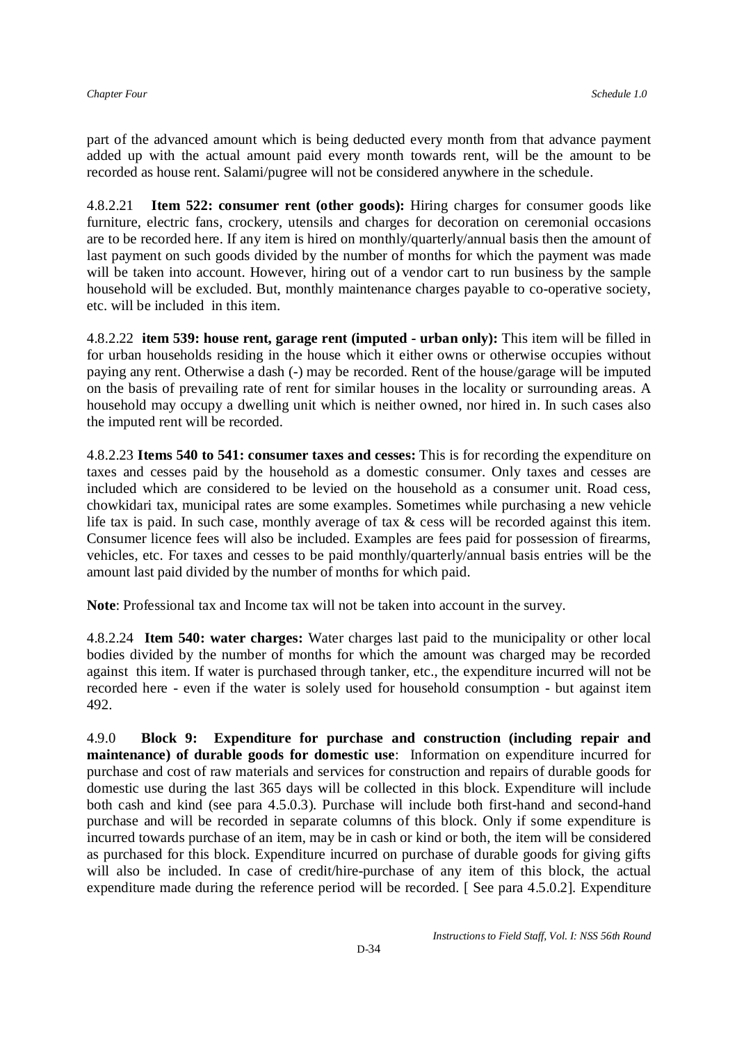part of the advanced amount which is being deducted every month from that advance payment added up with the actual amount paid every month towards rent, will be the amount to be recorded as house rent. Salami/pugree will not be considered anywhere in the schedule.

4.8.2.21 **Item 522: consumer rent (other goods):** Hiring charges for consumer goods like furniture, electric fans, crockery, utensils and charges for decoration on ceremonial occasions are to be recorded here. If any item is hired on monthly/quarterly/annual basis then the amount of last payment on such goods divided by the number of months for which the payment was made will be taken into account. However, hiring out of a vendor cart to run business by the sample household will be excluded. But, monthly maintenance charges payable to co-operative society, etc. will be included in this item.

4.8.2.22 **item 539: house rent, garage rent (imputed - urban only):** This item will be filled in for urban households residing in the house which it either owns or otherwise occupies without paying any rent. Otherwise a dash (-) may be recorded. Rent of the house/garage will be imputed on the basis of prevailing rate of rent for similar houses in the locality or surrounding areas. A household may occupy a dwelling unit which is neither owned, nor hired in. In such cases also the imputed rent will be recorded.

4.8.2.23 **Items 540 to 541: consumer taxes and cesses:** This is for recording the expenditure on taxes and cesses paid by the household as a domestic consumer. Only taxes and cesses are included which are considered to be levied on the household as a consumer unit. Road cess, chowkidari tax, municipal rates are some examples. Sometimes while purchasing a new vehicle life tax is paid. In such case, monthly average of tax & cess will be recorded against this item. Consumer licence fees will also be included. Examples are fees paid for possession of firearms, vehicles, etc. For taxes and cesses to be paid monthly/quarterly/annual basis entries will be the amount last paid divided by the number of months for which paid.

**Note**: Professional tax and Income tax will not be taken into account in the survey.

4.8.2.24 **Item 540: water charges:** Water charges last paid to the municipality or other local bodies divided by the number of months for which the amount was charged may be recorded against this item. If water is purchased through tanker, etc., the expenditure incurred will not be recorded here - even if the water is solely used for household consumption - but against item 492.

4.9.0 **Block 9: Expenditure for purchase and construction (including repair and maintenance) of durable goods for domestic use**: Information on expenditure incurred for purchase and cost of raw materials and services for construction and repairs of durable goods for domestic use during the last 365 days will be collected in this block. Expenditure will include both cash and kind (see para 4.5.0.3). Purchase will include both first-hand and second-hand purchase and will be recorded in separate columns of this block. Only if some expenditure is incurred towards purchase of an item, may be in cash or kind or both, the item will be considered as purchased for this block. Expenditure incurred on purchase of durable goods for giving gifts will also be included. In case of credit/hire-purchase of any item of this block, the actual expenditure made during the reference period will be recorded. [ See para 4.5.0.2]. Expenditure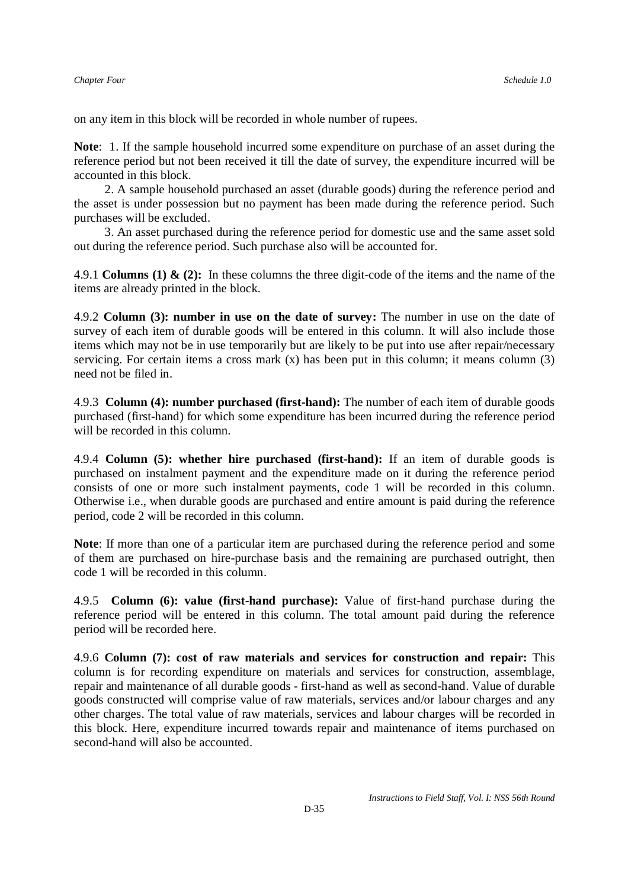on any item in this block will be recorded in whole number of rupees.

**Note**: 1. If the sample household incurred some expenditure on purchase of an asset during the reference period but not been received it till the date of survey, the expenditure incurred will be accounted in this block.

2. A sample household purchased an asset (durable goods) during the reference period and the asset is under possession but no payment has been made during the reference period. Such purchases will be excluded.

3. An asset purchased during the reference period for domestic use and the same asset sold out during the reference period. Such purchase also will be accounted for.

4.9.1 **Columns (1) & (2):** In these columns the three digit-code of the items and the name of the items are already printed in the block.

4.9.2 **Column (3): number in use on the date of survey:** The number in use on the date of survey of each item of durable goods will be entered in this column. It will also include those items which may not be in use temporarily but are likely to be put into use after repair/necessary servicing. For certain items a cross mark (x) has been put in this column; it means column (3) need not be filed in.

4.9.3 **Column (4): number purchased (first-hand):** The number of each item of durable goods purchased (first-hand) for which some expenditure has been incurred during the reference period will be recorded in this column.

4.9.4 **Column (5): whether hire purchased (first-hand):** If an item of durable goods is purchased on instalment payment and the expenditure made on it during the reference period consists of one or more such instalment payments, code 1 will be recorded in this column. Otherwise i.e., when durable goods are purchased and entire amount is paid during the reference period, code 2 will be recorded in this column.

**Note**: If more than one of a particular item are purchased during the reference period and some of them are purchased on hire-purchase basis and the remaining are purchased outright, then code 1 will be recorded in this column.

4.9.5 **Column (6): value (first-hand purchase):** Value of first-hand purchase during the reference period will be entered in this column. The total amount paid during the reference period will be recorded here.

4.9.6 **Column (7): cost of raw materials and services for construction and repair:** This column is for recording expenditure on materials and services for construction, assemblage, repair and maintenance of all durable goods - first-hand as well as second-hand. Value of durable goods constructed will comprise value of raw materials, services and/or labour charges and any other charges. The total value of raw materials, services and labour charges will be recorded in this block. Here, expenditure incurred towards repair and maintenance of items purchased on second-hand will also be accounted.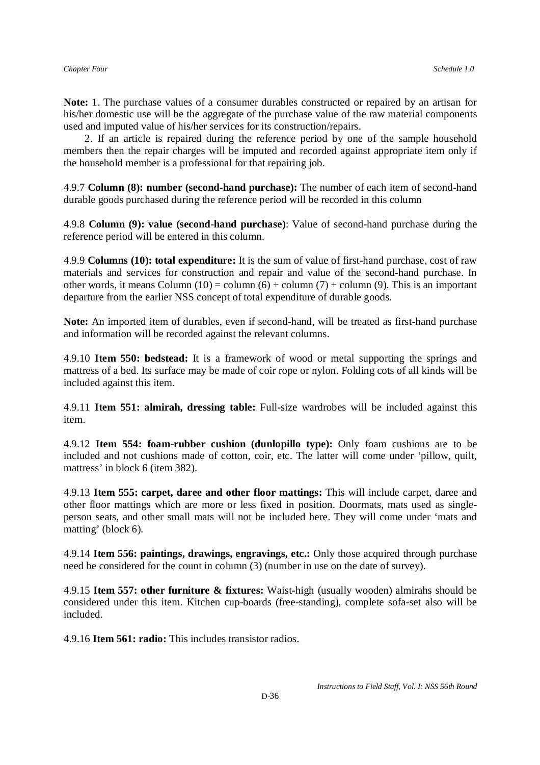**Note:** 1. The purchase values of a consumer durables constructed or repaired by an artisan for his/her domestic use will be the aggregate of the purchase value of the raw material components used and imputed value of his/her services for its construction/repairs.

2. If an article is repaired during the reference period by one of the sample household members then the repair charges will be imputed and recorded against appropriate item only if the household member is a professional for that repairing job.

4.9.7 **Column (8): number (second-hand purchase):** The number of each item of second-hand durable goods purchased during the reference period will be recorded in this column

4.9.8 **Column (9): value (second-hand purchase)**: Value of second-hand purchase during the reference period will be entered in this column.

4.9.9 **Columns (10): total expenditure:** It is the sum of value of first-hand purchase, cost of raw materials and services for construction and repair and value of the second-hand purchase. In other words, it means Column (10) = column (6) + column (7) + column (9). This is an important departure from the earlier NSS concept of total expenditure of durable goods.

**Note:** An imported item of durables, even if second-hand, will be treated as first-hand purchase and information will be recorded against the relevant columns.

4.9.10 **Item 550: bedstead:** It is a framework of wood or metal supporting the springs and mattress of a bed. Its surface may be made of coir rope or nylon. Folding cots of all kinds will be included against this item.

4.9.11 **Item 551: almirah, dressing table:** Full-size wardrobes will be included against this item.

4.9.12 **Item 554: foam-rubber cushion (dunlopillo type):** Only foam cushions are to be included and not cushions made of cotton, coir, etc. The latter will come under 'pillow, quilt, mattress' in block 6 (item 382).

4.9.13 **Item 555: carpet, daree and other floor mattings:** This will include carpet, daree and other floor mattings which are more or less fixed in position. Doormats, mats used as single-person seats, and other small mats will not be included here. They will come under 'mats and matting' (block 6).

4.9.14 **Item 556: paintings, drawings, engravings, etc.:** Only those acquired through purchase need be considered for the count in column (3) (number in use on the date of survey).

4.9.15 **Item 557: other furniture & fixtures:** Waist-high (usually wooden) almirahs should be considered under this item. Kitchen cup-boards (free-standing), complete sofa-set also will be included.

4.9.16 **Item 561: radio:** This includes transistor radios.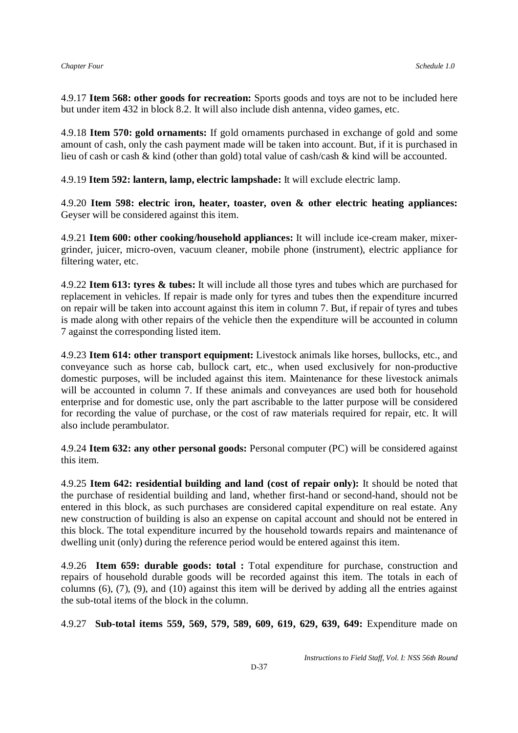4.9.17 **Item 568: other goods for recreation:** Sports goods and toys are not to be included here but under item 432 in block 8.2. It will also include dish antenna, video games, etc.

4.9.18 **Item 570: gold ornaments:** If gold ornaments purchased in exchange of gold and some amount of cash, only the cash payment made will be taken into account. But, if it is purchased in lieu of cash or cash & kind (other than gold) total value of cash/cash & kind will be accounted.

4.9.19 **Item 592: lantern, lamp, electric lampshade:** It will exclude electric lamp.

4.9.20 **Item 598: electric iron, heater, toaster, oven & other electric heating appliances:** Geyser will be considered against this item.

4.9.21 **Item 600: other cooking/household appliances:** It will include ice-cream maker, mixer-grinder, juicer, micro-oven, vacuum cleaner, mobile phone (instrument), electric appliance for filtering water, etc.

4.9.22 **Item 613: tyres & tubes:** It will include all those tyres and tubes which are purchased for replacement in vehicles. If repair is made only for tyres and tubes then the expenditure incurred on repair will be taken into account against this item in column 7. But, if repair of tyres and tubes is made along with other repairs of the vehicle then the expenditure will be accounted in column 7 against the corresponding listed item.

4.9.23 **Item 614: other transport equipment:** Livestock animals like horses, bullocks, etc., and conveyance such as horse cab, bullock cart, etc., when used exclusively for non-productive domestic purposes, will be included against this item. Maintenance for these livestock animals will be accounted in column 7. If these animals and conveyances are used both for household enterprise and for domestic use, only the part ascribable to the latter purpose will be considered for recording the value of purchase, or the cost of raw materials required for repair, etc. It will also include perambulator.

4.9.24 **Item 632: any other personal goods:** Personal computer (PC) will be considered against this item.

4.9.25 **Item 642: residential building and land (cost of repair only):** It should be noted that the purchase of residential building and land, whether first-hand or second-hand, should not be entered in this block, as such purchases are considered capital expenditure on real estate. Any new construction of building is also an expense on capital account and should not be entered in this block. The total expenditure incurred by the household towards repairs and maintenance of dwelling unit (only) during the reference period would be entered against this item.

4.9.26 **Item 659: durable goods: total :** Total expenditure for purchase, construction and repairs of household durable goods will be recorded against this item. The totals in each of columns (6), (7), (9), and (10) against this item will be derived by adding all the entries against the sub-total items of the block in the column.

4.9.27 **Sub-total items 559, 569, 579, 589, 609, 619, 629, 639, 649:** Expenditure made on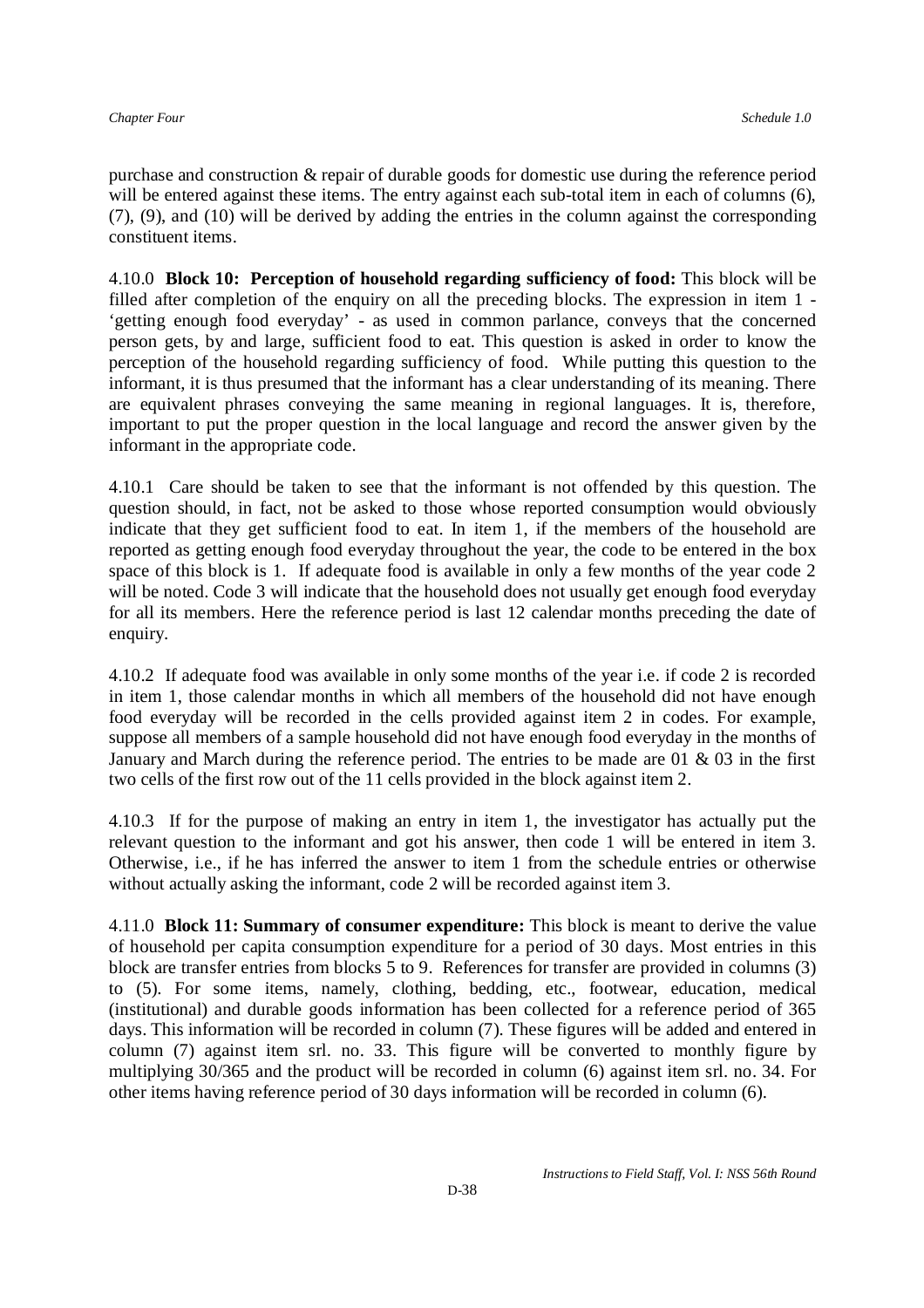purchase and construction & repair of durable goods for domestic use during the reference period will be entered against these items. The entry against each sub-total item in each of columns (6), (7), (9), and (10) will be derived by adding the entries in the column against the corresponding constituent items.

4.10.0 **Block 10: Perception of household regarding sufficiency of food:** This block will be filled after completion of the enquiry on all the preceding blocks. The expression in item 1 - 'getting enough food everyday' - as used in common parlance, conveys that the concerned person gets, by and large, sufficient food to eat. This question is asked in order to know the perception of the household regarding sufficiency of food. While putting this question to the informant, it is thus presumed that the informant has a clear understanding of its meaning. There are equivalent phrases conveying the same meaning in regional languages. It is, therefore, important to put the proper question in the local language and record the answer given by the informant in the appropriate code.

4.10.1 Care should be taken to see that the informant is not offended by this question. The question should, in fact, not be asked to those whose reported consumption would obviously indicate that they get sufficient food to eat. In item 1, if the members of the household are reported as getting enough food everyday throughout the year, the code to be entered in the box space of this block is 1. If adequate food is available in only a few months of the year code 2 will be noted. Code 3 will indicate that the household does not usually get enough food everyday for all its members. Here the reference period is last 12 calendar months preceding the date of enquiry.

4.10.2 If adequate food was available in only some months of the year i.e. if code 2 is recorded in item 1, those calendar months in which all members of the household did not have enough food everyday will be recorded in the cells provided against item 2 in codes. For example, suppose all members of a sample household did not have enough food everyday in the months of January and March during the reference period. The entries to be made are 01 & 03 in the first two cells of the first row out of the 11 cells provided in the block against item 2.

4.10.3 If for the purpose of making an entry in item 1, the investigator has actually put the relevant question to the informant and got his answer, then code 1 will be entered in item 3. Otherwise, i.e., if he has inferred the answer to item 1 from the schedule entries or otherwise without actually asking the informant, code 2 will be recorded against item 3.

4.11.0 **Block 11: Summary of consumer expenditure:** This block is meant to derive the value of household per capita consumption expenditure for a period of 30 days. Most entries in this block are transfer entries from blocks 5 to 9. References for transfer are provided in columns (3) to (5). For some items, namely, clothing, bedding, etc., footwear, education, medical (institutional) and durable goods information has been collected for a reference period of 365 days. This information will be recorded in column (7). These figures will be added and entered in column (7) against item srl. no. 33. This figure will be converted to monthly figure by multiplying 30/365 and the product will be recorded in column (6) against item srl. no. 34. For other items having reference period of 30 days information will be recorded in column (6).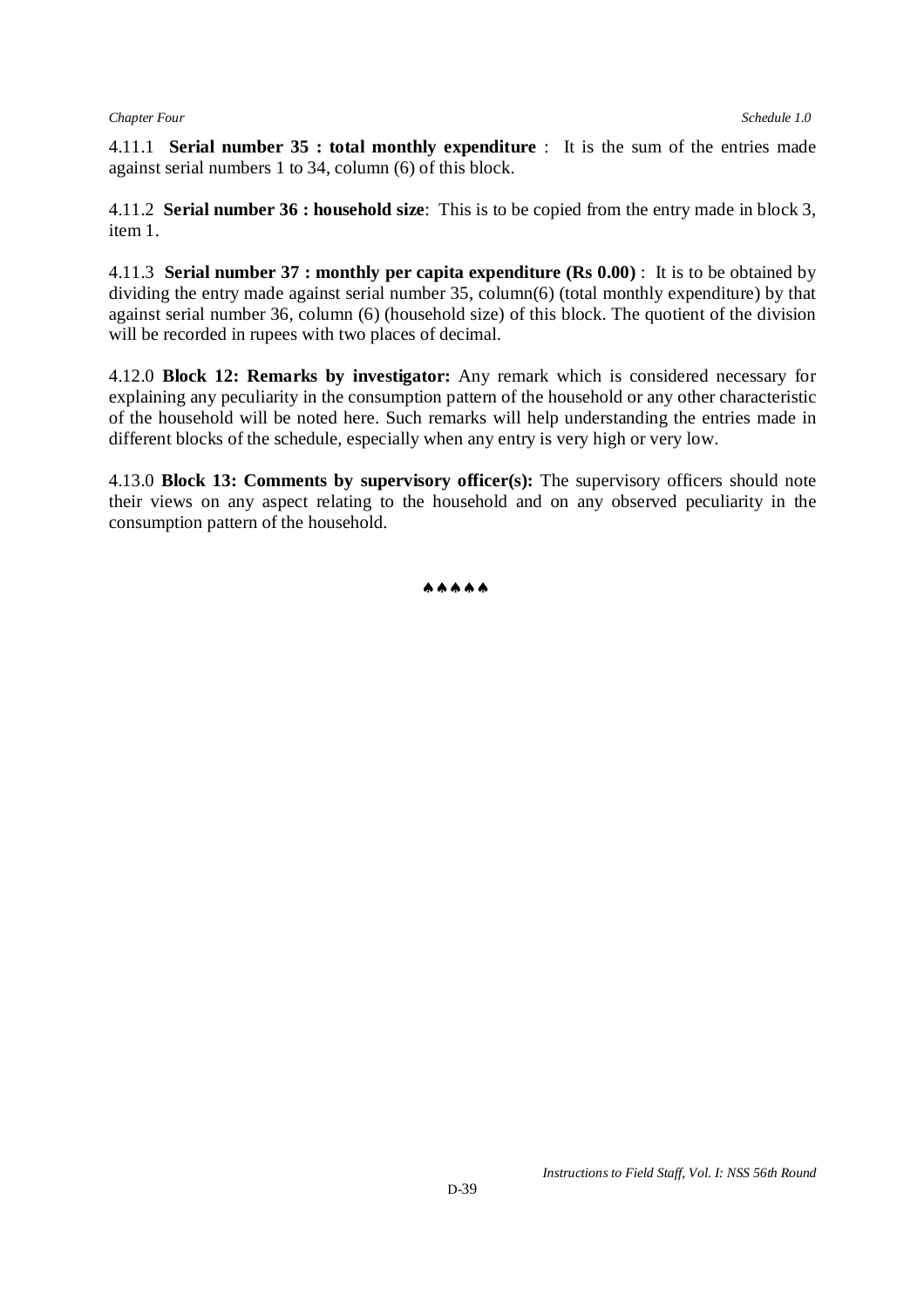4.11.1 **Serial number 35 : total monthly expenditure** : It is the sum of the entries made against serial numbers 1 to 34, column (6) of this block.

4.11.2 **Serial number 36 : household size**: This is to be copied from the entry made in block 3, item 1.

4.11.3 **Serial number 37 : monthly per capita expenditure (Rs 0.00)** : It is to be obtained by dividing the entry made against serial number 35, column(6) (total monthly expenditure) by that against serial number 36, column (6) (household size) of this block. The quotient of the division will be recorded in rupees with two places of decimal.

4.12.0 **Block 12: Remarks by investigator:** Any remark which is considered necessary for explaining any peculiarity in the consumption pattern of the household or any other characteristic of the household will be noted here. Such remarks will help understanding the entries made in different blocks of the schedule, especially when any entry is very high or very low.

4.13.0 **Block 13: Comments by supervisory officer(s):** The supervisory officers should note their views on any aspect relating to the household and on any observed peculiarity in the consumption pattern of the household.

♠♠♠♠♠